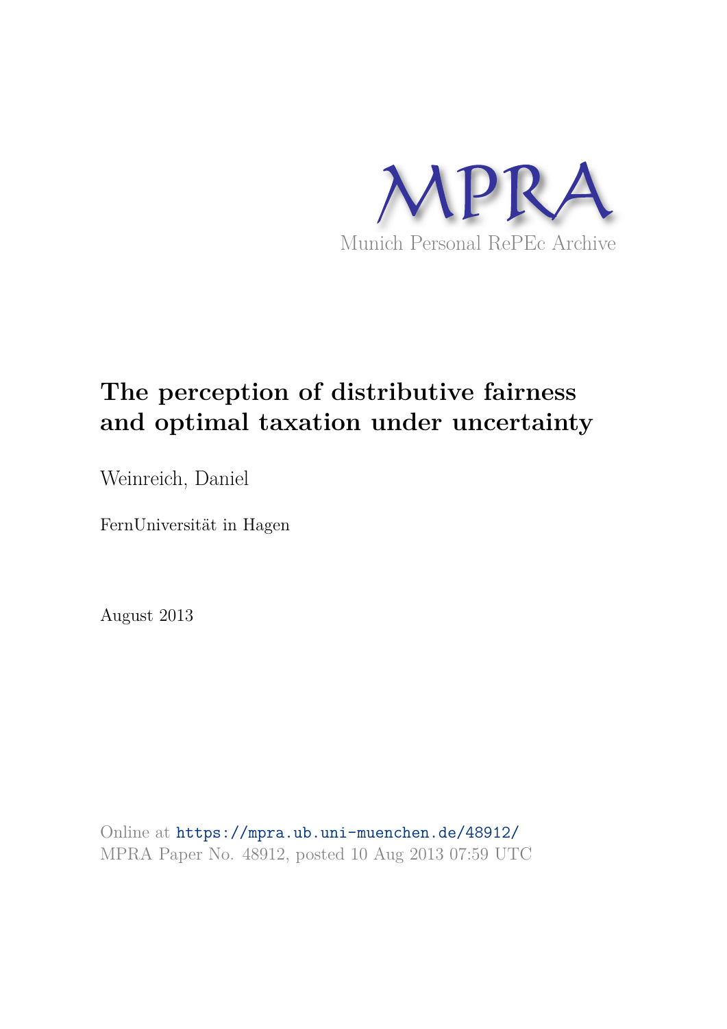MPRA

Munich Personal RePEc Archive

# The perception of distributive fairness and optimal taxation under uncertainty

Weinreich, Daniel

FernUniversität in Hagen

August 2013

Online at https://mpra.ub.uni-muenchen.de/48912/
MPRA Paper No. 48912, posted 10 Aug 2013 07:59 UTC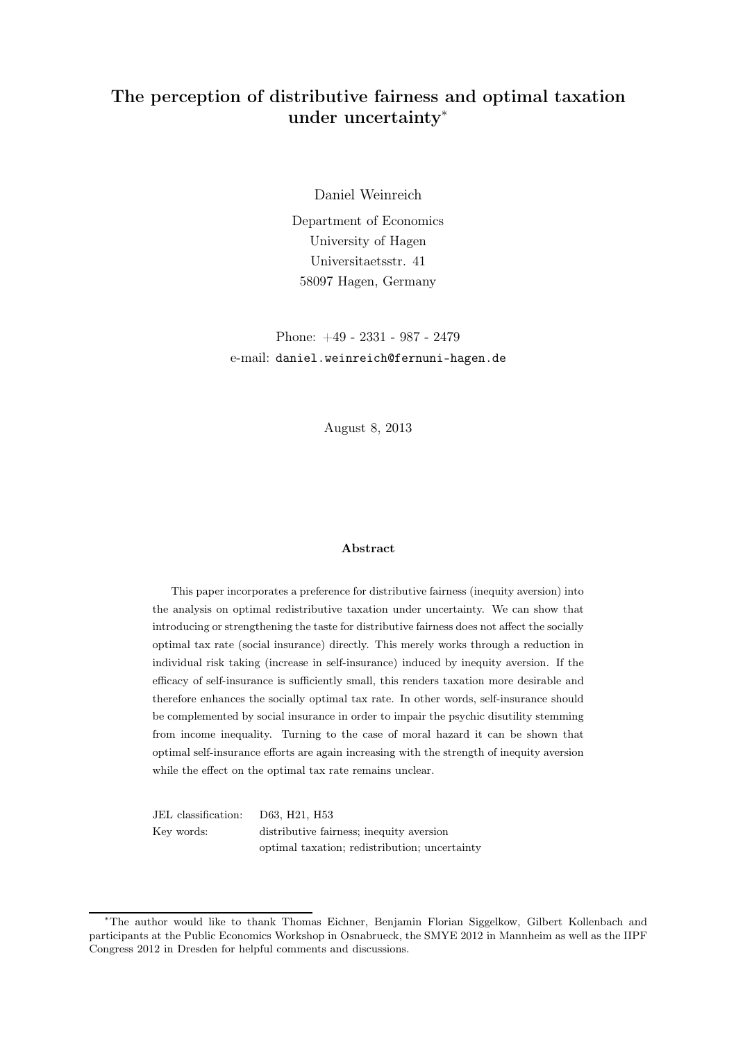# The perception of distributive fairness and optimal taxation under uncertainty*

Daniel Weinreich

Department of Economics
University of Hagen
Universitaetsstr. 41
58097 Hagen, Germany

Phone: +49 - 2331 - 987 - 2479
e-mail: daniel.weinreich@fernuni-hagen.de

August 8, 2013

**Abstract**

This paper incorporates a preference for distributive fairness (inequity aversion) into the analysis on optimal redistributive taxation under uncertainty. We can show that introducing or strengthening the taste for distributive fairness does not affect the socially optimal tax rate (social insurance) directly. This merely works through a reduction in individual risk taking (increase in self-insurance) induced by inequity aversion. If the efficacy of self-insurance is sufficiently small, this renders taxation more desirable and therefore enhances the socially optimal tax rate. In other words, self-insurance should be complemented by social insurance in order to impair the psychic disutility stemming from income inequality. Turning to the case of moral hazard it can be shown that optimal self-insurance efforts are again increasing with the strength of inequity aversion while the effect on the optimal tax rate remains unclear.

JEL classification: D63, H21, H53

Key words: distributive fairness; inequity aversion; optimal taxation; redistribution; uncertainty

---

*The author would like to thank Thomas Eichner, Benjamin Florian Siggelkow, Gilbert Kollenbach and participants at the Public Economics Workshop in Osnabrueck, the SMYE 2012 in Mannheim as well as the IIPF Congress 2012 in Dresden for helpful comments and discussions.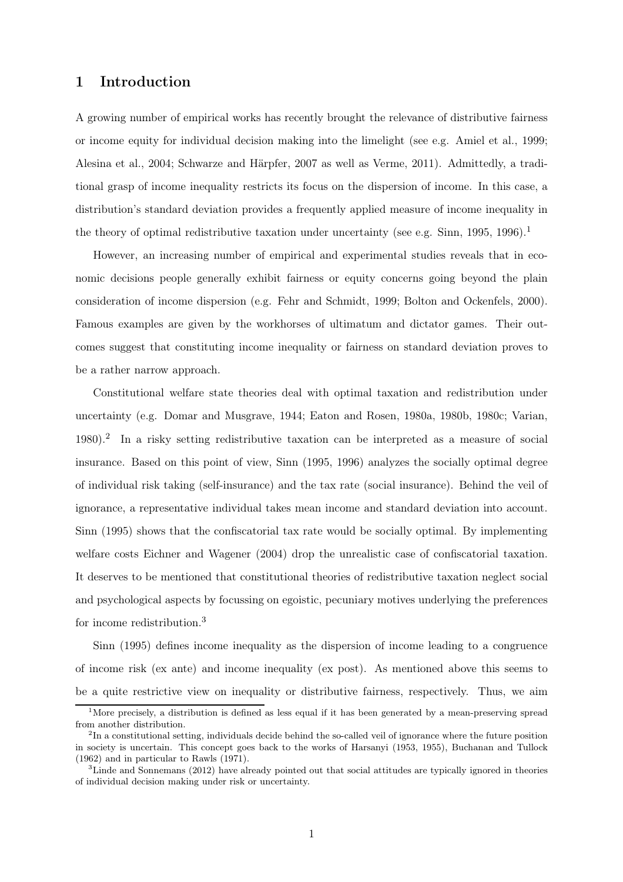# 1 Introduction

A growing number of empirical works has recently brought the relevance of distributive fairness or income equity for individual decision making into the limelight (see e.g. Amiel et al., 1999; Alesina et al., 2004; Schwarze and Härpfer, 2007 as well as Verme, 2011). Admittedly, a traditional grasp of income inequality restricts its focus on the dispersion of income. In this case, a distribution's standard deviation provides a frequently applied measure of income inequality in the theory of optimal redistributive taxation under uncertainty (see e.g. Sinn, 1995, 1996).[1]

However, an increasing number of empirical and experimental studies reveals that in economic decisions people generally exhibit fairness or equity concerns going beyond the plain consideration of income dispersion (e.g. Fehr and Schmidt, 1999; Bolton and Ockenfels, 2000). Famous examples are given by the workhorses of ultimatum and dictator games. Their outcomes suggest that constituting income inequality or fairness on standard deviation proves to be a rather narrow approach.

Constitutional welfare state theories deal with optimal taxation and redistribution under uncertainty (e.g. Domar and Musgrave, 1944; Eaton and Rosen, 1980a, 1980b, 1980c; Varian, 1980).[2] In a risky setting redistributive taxation can be interpreted as a measure of social insurance. Based on this point of view, Sinn (1995, 1996) analyzes the socially optimal degree of individual risk taking (self-insurance) and the tax rate (social insurance). Behind the veil of ignorance, a representative individual takes mean income and standard deviation into account. Sinn (1995) shows that the confiscatorial tax rate would be socially optimal. By implementing welfare costs Eichner and Wagener (2004) drop the unrealistic case of confiscatorial taxation. It deserves to be mentioned that constitutional theories of redistributive taxation neglect social and psychological aspects by focussing on egoistic, pecuniary motives underlying the preferences for income redistribution.[3]

Sinn (1995) defines income inequality as the dispersion of income leading to a congruence of income risk (ex ante) and income inequality (ex post). As mentioned above this seems to be a quite restrictive view on inequality or distributive fairness, respectively. Thus, we aim

---

[1] More precisely, a distribution is defined as less equal if it has been generated by a mean-preserving spread from another distribution.

[2] In a constitutional setting, individuals decide behind the so-called veil of ignorance where the future position in society is uncertain. This concept goes back to the works of Harsanyi (1953, 1955), Buchanan and Tullock (1962) and in particular to Rawls (1971).

[3] Linde and Sonnemans (2012) have already pointed out that social attitudes are typically ignored in theories of individual decision making under risk or uncertainty.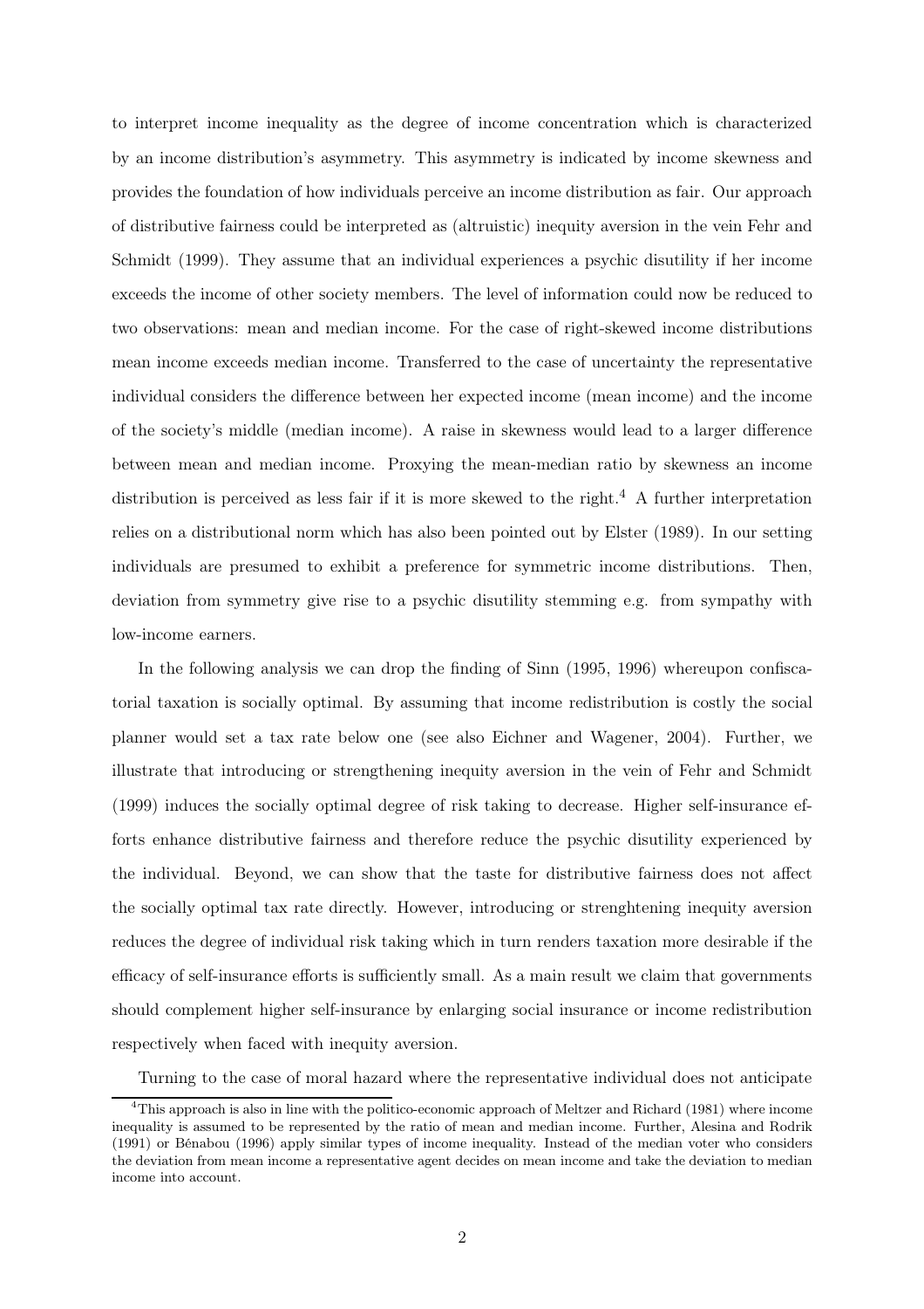to interpret income inequality as the degree of income concentration which is characterized by an income distribution's asymmetry. This asymmetry is indicated by income skewness and provides the foundation of how individuals perceive an income distribution as fair. Our approach of distributive fairness could be interpreted as (altruistic) inequity aversion in the vein Fehr and Schmidt (1999). They assume that an individual experiences a psychic disutility if her income exceeds the income of other society members. The level of information could now be reduced to two observations: mean and median income. For the case of right-skewed income distributions mean income exceeds median income. Transferred to the case of uncertainty the representative individual considers the difference between her expected income (mean income) and the income of the society's middle (median income). A raise in skewness would lead to a larger difference between mean and median income. Proxying the mean-median ratio by skewness an income distribution is perceived as less fair if it is more skewed to the right.[4] A further interpretation relies on a distributional norm which has also been pointed out by Elster (1989). In our setting individuals are presumed to exhibit a preference for symmetric income distributions. Then, deviation from symmetry give rise to a psychic disutility stemming e.g. from sympathy with low-income earners.

In the following analysis we can drop the finding of Sinn (1995, 1996) whereupon confiscatorial taxation is socially optimal. By assuming that income redistribution is costly the social planner would set a tax rate below one (see also Eichner and Wagener, 2004). Further, we illustrate that introducing or strengthening inequity aversion in the vein of Fehr and Schmidt (1999) induces the socially optimal degree of risk taking to decrease. Higher self-insurance efforts enhance distributive fairness and therefore reduce the psychic disutility experienced by the individual. Beyond, we can show that the taste for distributive fairness does not affect the socially optimal tax rate directly. However, introducing or strenghtening inequity aversion reduces the degree of individual risk taking which in turn renders taxation more desirable if the efficacy of self-insurance efforts is sufficiently small. As a main result we claim that governments should complement higher self-insurance by enlarging social insurance or income redistribution respectively when faced with inequity aversion.

Turning to the case of moral hazard where the representative individual does not anticipate

[4] This approach is also in line with the politico-economic approach of Meltzer and Richard (1981) where income inequality is assumed to be represented by the ratio of mean and median income. Further, Alesina and Rodrik (1991) or Bénabou (1996) apply similar types of income inequality. Instead of the median voter who considers the deviation from mean income a representative agent decides on mean income and take the deviation to median income into account.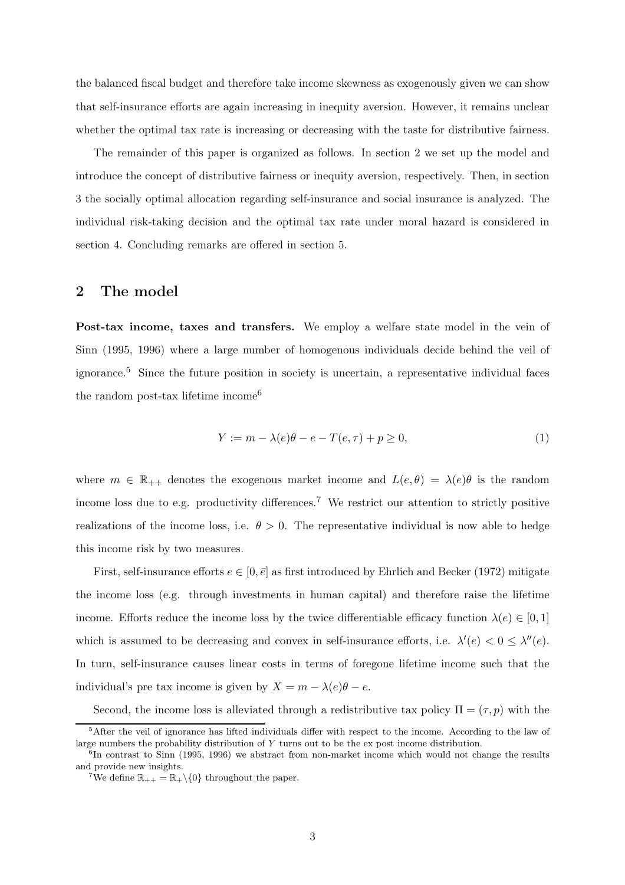the balanced fiscal budget and therefore take income skewness as exogenously given we can show that self-insurance efforts are again increasing in inequity aversion. However, it remains unclear whether the optimal tax rate is increasing or decreasing with the taste for distributive fairness.

The remainder of this paper is organized as follows. In section 2 we set up the model and introduce the concept of distributive fairness or inequity aversion, respectively. Then, in section 3 the socially optimal allocation regarding self-insurance and social insurance is analyzed. The individual risk-taking decision and the optimal tax rate under moral hazard is considered in section 4. Concluding remarks are offered in section 5.

## 2 The model

**Post-tax income, taxes and transfers.** We employ a welfare state model in the vein of Sinn (1995, 1996) where a large number of homogenous individuals decide behind the veil of ignorance.[5] Since the future position in society is uncertain, a representative individual faces the random post-tax lifetime income[6]

$$Y := m - \lambda(e)\theta - e - T(e,\tau) + p \geq 0, \tag{1}$$

where $m \in \mathbb{R}_{++}$ denotes the exogenous market income and $L(e,\theta) = \lambda(e)\theta$ is the random income loss due to e.g. productivity differences.[7] We restrict our attention to strictly positive realizations of the income loss, i.e. $\theta > 0$. The representative individual is now able to hedge this income risk by two measures.

First, self-insurance efforts $e \in [0, \bar{e}]$ as first introduced by Ehrlich and Becker (1972) mitigate the income loss (e.g. through investments in human capital) and therefore raise the lifetime income. Efforts reduce the income loss by the twice differentiable efficacy function $\lambda(e) \in [0,1]$ which is assumed to be decreasing and convex in self-insurance efforts, i.e. $\lambda'(e) < 0 \leq \lambda''(e)$. In turn, self-insurance causes linear costs in terms of foregone lifetime income such that the individual's pre tax income is given by $X = m - \lambda(e)\theta - e$.

Second, the income loss is alleviated through a redistributive tax policy $\Pi = (\tau, p)$ with the

[5] After the veil of ignorance has lifted individuals differ with respect to the income. According to the law of large numbers the probability distribution of $Y$ turns out to be the ex post income distribution.

[6] In contrast to Sinn (1995, 1996) we abstract from non-market income which would not change the results and provide new insights.

[7] We define $\mathbb{R}_{++} = \mathbb{R}_+ \backslash \{0\}$ throughout the paper.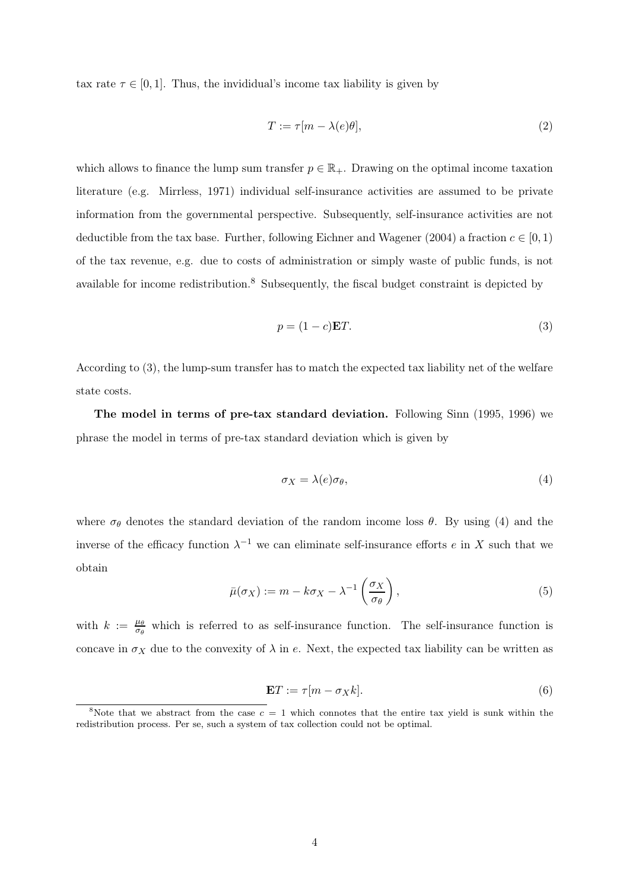tax rate $\tau \in [0, 1]$. Thus, the invididual's income tax liability is given by

$$T := \tau[m - \lambda(e)\theta], \tag{2}$$

which allows to finance the lump sum transfer $p \in \mathbb{R}_+$. Drawing on the optimal income taxation literature (e.g. Mirrless, 1971) individual self-insurance activities are assumed to be private information from the governmental perspective. Subsequently, self-insurance activities are not deductible from the tax base. Further, following Eichner and Wagener (2004) a fraction $c \in [0, 1)$ of the tax revenue, e.g. due to costs of administration or simply waste of public funds, is not available for income redistribution.[8] Subsequently, the fiscal budget constraint is depicted by

$$p = (1 - c)\mathbf{E}T. \tag{3}$$

According to (3), the lump-sum transfer has to match the expected tax liability net of the welfare state costs.

**The model in terms of pre-tax standard deviation.** Following Sinn (1995, 1996) we phrase the model in terms of pre-tax standard deviation which is given by

$$\sigma_X = \lambda(e)\sigma_\theta, \tag{4}$$

where $\sigma_\theta$ denotes the standard deviation of the random income loss $\theta$. By using (4) and the inverse of the efficacy function $\lambda^{-1}$ we can eliminate self-insurance efforts $e$ in $X$ such that we obtain

$$\bar{\mu}(\sigma_X) := m - k\sigma_X - \lambda^{-1}\left(\frac{\sigma_X}{\sigma_\theta}\right), \tag{5}$$

with $k := \frac{\mu_\theta}{\sigma_\theta}$ which is referred to as self-insurance function. The self-insurance function is concave in $\sigma_X$ due to the convexity of $\lambda$ in $e$. Next, the expected tax liability can be written as

$$\mathbf{E}T := \tau[m - \sigma_X k]. \tag{6}$$

[8] Note that we abstract from the case $c = 1$ which connotes that the entire tax yield is sunk within the redistribution process. Per se, such a system of tax collection could not be optimal.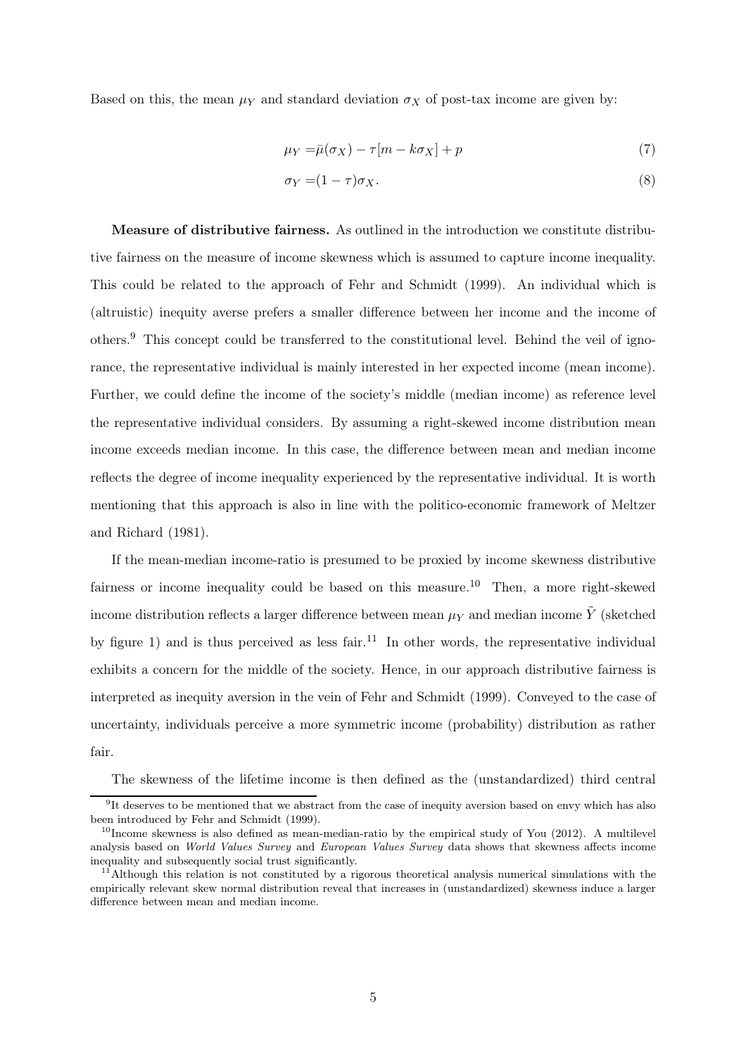Based on this, the mean $\mu_Y$ and standard deviation $\sigma_X$ of post-tax income are given by:

$$\mu_Y = \bar{\mu}(\sigma_X) - \tau[m - k\sigma_X] + p \tag{7}$$

$$\sigma_Y = (1-\tau)\sigma_X. \tag{8}$$

**Measure of distributive fairness.** As outlined in the introduction we constitute distributive fairness on the measure of income skewness which is assumed to capture income inequality. This could be related to the approach of Fehr and Schmidt (1999). An individual which is (altruistic) inequity averse prefers a smaller difference between her income and the income of others.[9] This concept could be transferred to the constitutional level. Behind the veil of ignorance, the representative individual is mainly interested in her expected income (mean income). Further, we could define the income of the society's middle (median income) as reference level the representative individual considers. By assuming a right-skewed income distribution mean income exceeds median income. In this case, the difference between mean and median income reflects the degree of income inequality experienced by the representative individual. It is worth mentioning that this approach is also in line with the politico-economic framework of Meltzer and Richard (1981).

If the mean-median income-ratio is presumed to be proxied by income skewness distributive fairness or income inequality could be based on this measure.[10] Then, a more right-skewed income distribution reflects a larger difference between mean $\mu_Y$ and median income $\tilde{Y}$ (sketched by figure 1) and is thus perceived as less fair.[11] In other words, the representative individual exhibits a concern for the middle of the society. Hence, in our approach distributive fairness is interpreted as inequity aversion in the vein of Fehr and Schmidt (1999). Conveyed to the case of uncertainty, individuals perceive a more symmetric income (probability) distribution as rather fair.

The skewness of the lifetime income is then defined as the (unstandardized) third central

[9] It deserves to be mentioned that we abstract from the case of inequity aversion based on envy which has also been introduced by Fehr and Schmidt (1999).

[10] Income skewness is also defined as mean-median-ratio by the empirical study of You (2012). A multilevel analysis based on *World Values Survey* and *European Values Survey* data shows that skewness affects income inequality and subsequently social trust significantly.

[11] Although this relation is not constituted by a rigorous theoretical analysis numerical simulations with the empirically relevant skew normal distribution reveal that increases in (unstandardized) skewness induce a larger difference between mean and median income.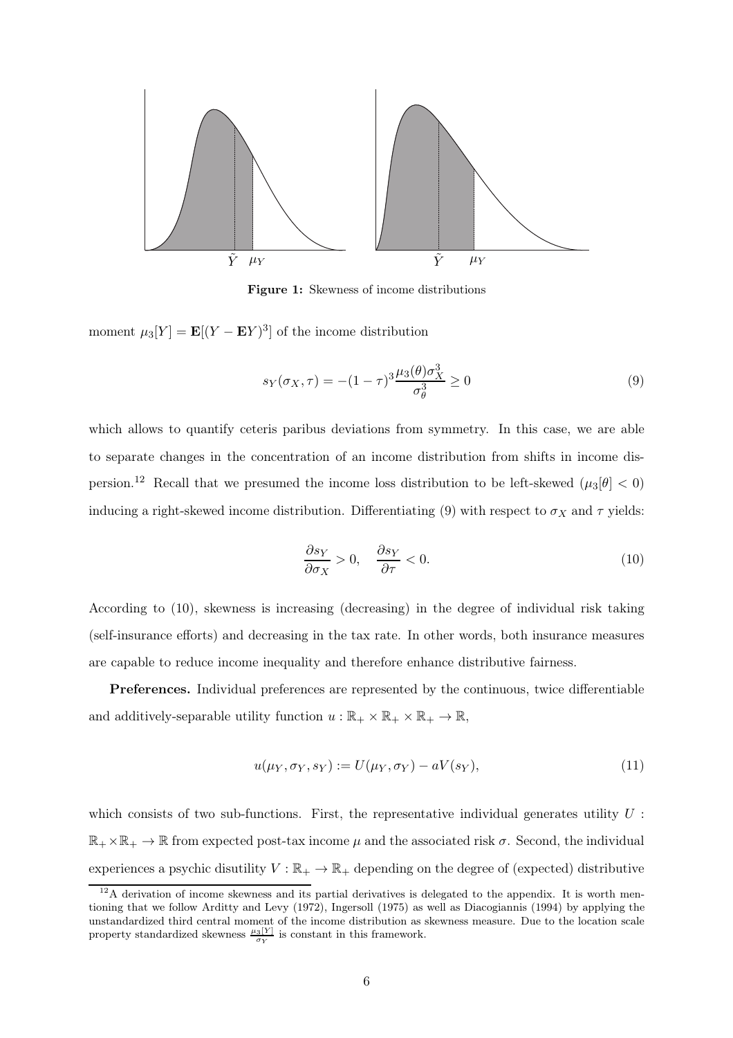Figure 1: Skewness of income distributions

moment $\mu_3[Y] = \mathbf{E}[(Y - \mathbf{E}Y)^3]$ of the income distribution

$$s_Y(\sigma_X, \tau) = -(1-\tau)^3 \frac{\mu_3(\theta)\sigma_X^3}{\sigma_\theta^3} \geq 0 \tag{9}$$

which allows to quantify ceteris paribus deviations from symmetry. In this case, we are able to separate changes in the concentration of an income distribution from shifts in income dispersion.[12] Recall that we presumed the income loss distribution to be left-skewed ($\mu_3[\theta] < 0$) inducing a right-skewed income distribution. Differentiating (9) with respect to $\sigma_X$ and $\tau$ yields:

$$\frac{\partial s_Y}{\partial \sigma_X} > 0, \quad \frac{\partial s_Y}{\partial \tau} < 0. \tag{10}$$

According to (10), skewness is increasing (decreasing) in the degree of individual risk taking (self-insurance efforts) and decreasing in the tax rate. In other words, both insurance measures are capable to reduce income inequality and therefore enhance distributive fairness.

**Preferences.** Individual preferences are represented by the continuous, twice differentiable and additively-separable utility function $u : \mathbb{R}_+ \times \mathbb{R}_+ \times \mathbb{R}_+ \to \mathbb{R}$,

$$u(\mu_Y, \sigma_Y, s_Y) := U(\mu_Y, \sigma_Y) - aV(s_Y), \tag{11}$$

which consists of two sub-functions. First, the representative individual generates utility $U : \mathbb{R}_+ \times \mathbb{R}_+ \to \mathbb{R}$ from expected post-tax income $\mu$ and the associated risk $\sigma$. Second, the individual experiences a psychic disutility $V : \mathbb{R}_+ \to \mathbb{R}_+$ depending on the degree of (expected) distributive

[12] A derivation of income skewness and its partial derivatives is delegated to the appendix. It is worth mentioning that we follow Arditty and Levy (1972), Ingersoll (1975) as well as Diacogiannis (1994) by applying the unstandardized third central moment of the income distribution as skewness measure. Due to the location scale property standardized skewness $\frac{\mu_3[Y]}{\sigma_Y}$ is constant in this framework.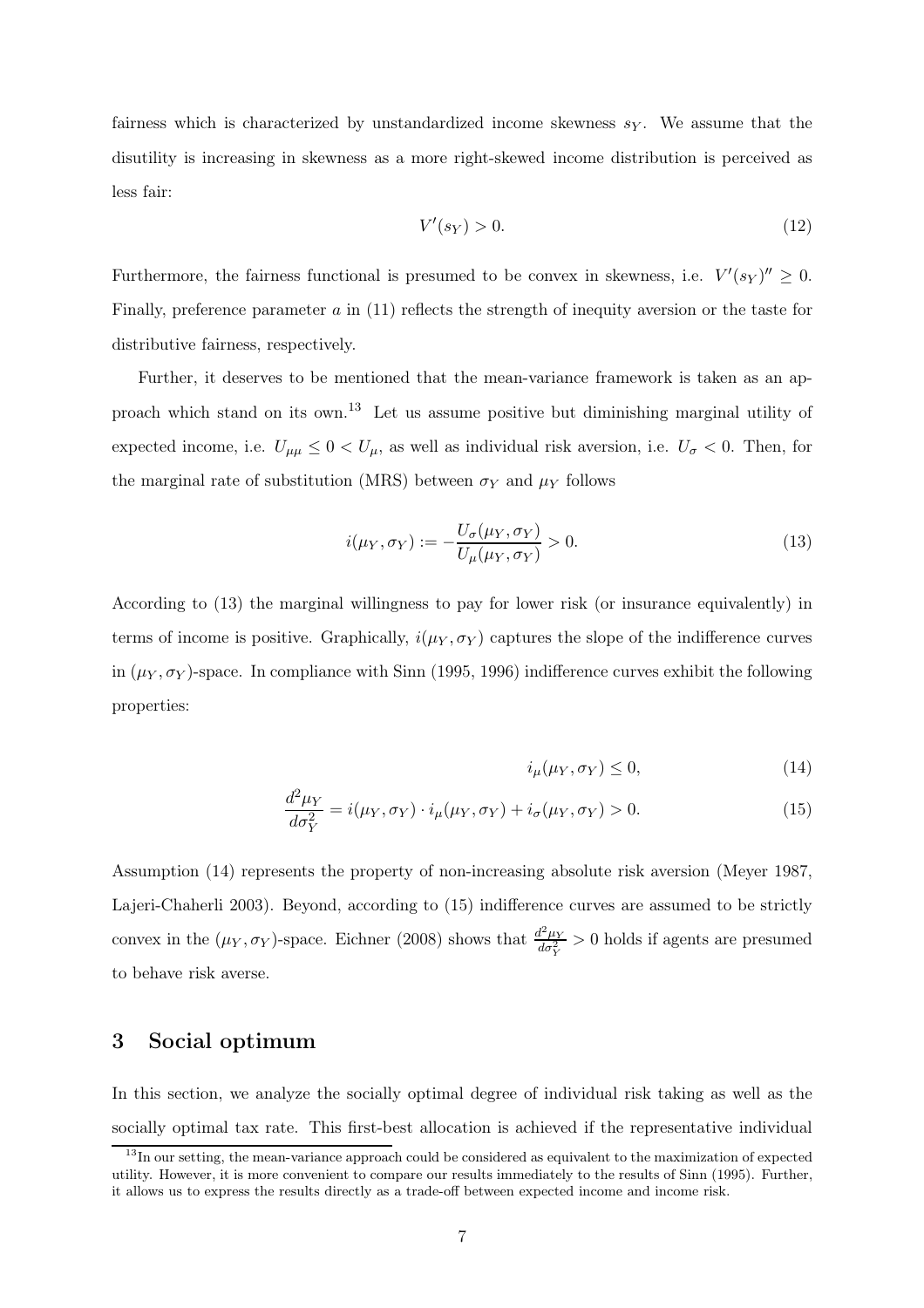fairness which is characterized by unstandardized income skewness $s_Y$. We assume that the disutility is increasing in skewness as a more right-skewed income distribution is perceived as less fair:

$$V'(s_Y) > 0. \tag{12}$$

Furthermore, the fairness functional is presumed to be convex in skewness, i.e. $V'(s_Y)'' \geq 0$. Finally, preference parameter $a$ in (11) reflects the strength of inequity aversion or the taste for distributive fairness, respectively.

Further, it deserves to be mentioned that the mean-variance framework is taken as an approach which stand on its own.[13] Let us assume positive but diminishing marginal utility of expected income, i.e. $U_{\mu\mu} \leq 0 < U_{\mu}$, as well as individual risk aversion, i.e. $U_{\sigma} < 0$. Then, for the marginal rate of substitution (MRS) between $\sigma_Y$ and $\mu_Y$ follows

$$i(\mu_Y, \sigma_Y) := -\frac{U_{\sigma}(\mu_Y, \sigma_Y)}{U_{\mu}(\mu_Y, \sigma_Y)} > 0. \tag{13}$$

According to (13) the marginal willingness to pay for lower risk (or insurance equivalently) in terms of income is positive. Graphically, $i(\mu_Y, \sigma_Y)$ captures the slope of the indifference curves in $(\mu_Y, \sigma_Y)$-space. In compliance with Sinn (1995, 1996) indifference curves exhibit the following properties:

$$i_{\mu}(\mu_Y, \sigma_Y) \leq 0, \tag{14}$$

$$\frac{d^2\mu_Y}{d\sigma_Y^2} = i(\mu_Y, \sigma_Y) \cdot i_{\mu}(\mu_Y, \sigma_Y) + i_{\sigma}(\mu_Y, \sigma_Y) > 0. \tag{15}$$

Assumption (14) represents the property of non-increasing absolute risk aversion (Meyer 1987, Lajeri-Chaherli 2003). Beyond, according to (15) indifference curves are assumed to be strictly convex in the $(\mu_Y, \sigma_Y)$-space. Eichner (2008) shows that $\frac{d^2\mu_Y}{d\sigma_Y^2} > 0$ holds if agents are presumed to behave risk averse.

## 3 Social optimum

In this section, we analyze the socially optimal degree of individual risk taking as well as the socially optimal tax rate. This first-best allocation is achieved if the representative individual

[13] In our setting, the mean-variance approach could be considered as equivalent to the maximization of expected utility. However, it is more convenient to compare our results immediately to the results of Sinn (1995). Further, it allows us to express the results directly as a trade-off between expected income and income risk.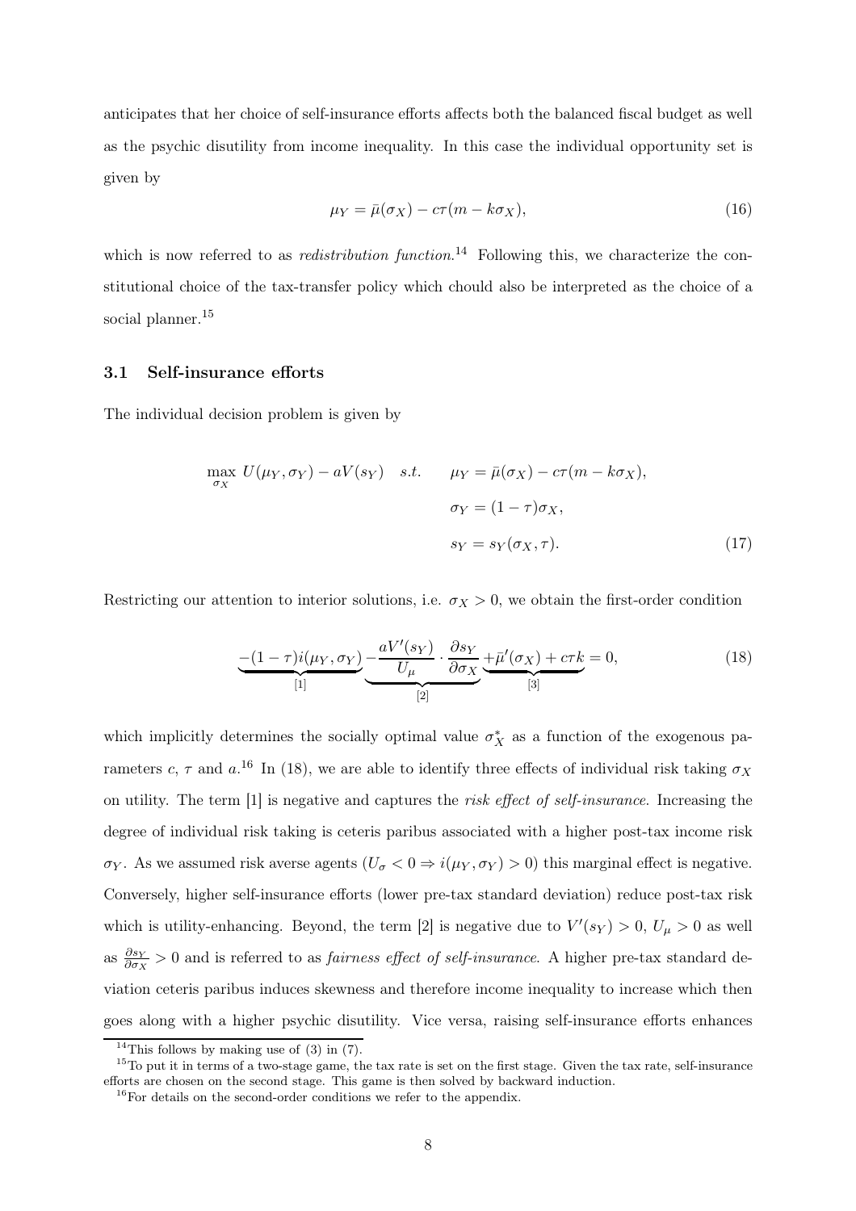anticipates that her choice of self-insurance efforts affects both the balanced fiscal budget as well as the psychic disutility from income inequality. In this case the individual opportunity set is given by

$$\mu_Y = \bar{\mu}(\sigma_X) - c\tau(m - k\sigma_X), \tag{16}$$

which is now referred to as *redistribution function*.[14] Following this, we characterize the constitutional choice of the tax-transfer policy which chould also be interpreted as the choice of a social planner.[15]

### 3.1 Self-insurance efforts

The individual decision problem is given by

$$\begin{aligned}
\max_{\sigma_X} \; U(\mu_Y, \sigma_Y) - aV(s_Y) \quad s.t. \qquad & \mu_Y = \bar{\mu}(\sigma_X) - c\tau(m - k\sigma_X), \\
& \sigma_Y = (1-\tau)\sigma_X, \\
& s_Y = s_Y(\sigma_X, \tau).
\end{aligned} \tag{17}$$

Restricting our attention to interior solutions, i.e. $\sigma_X > 0$, we obtain the first-order condition

$$\underbrace{-(1-\tau)i(\mu_Y, \sigma_Y)}_{[1]} \underbrace{- \frac{aV'(s_Y)}{U_\mu} \cdot \frac{\partial s_Y}{\partial \sigma_X}}_{[2]} \underbrace{+ \bar{\mu}'(\sigma_X) + c\tau k}_{[3]} = 0, \tag{18}$$

which implicitly determines the socially optimal value $\sigma_X^*$ as a function of the exogenous parameters $c$, $\tau$ and $a$.[16] In (18), we are able to identify three effects of individual risk taking $\sigma_X$ on utility. The term [1] is negative and captures the *risk effect of self-insurance*. Increasing the degree of individual risk taking is ceteris paribus associated with a higher post-tax income risk $\sigma_Y$. As we assumed risk averse agents ($U_\sigma < 0 \Rightarrow i(\mu_Y, \sigma_Y) > 0$) this marginal effect is negative. Conversely, higher self-insurance efforts (lower pre-tax standard deviation) reduce post-tax risk which is utility-enhancing. Beyond, the term [2] is negative due to $V'(s_Y) > 0$, $U_\mu > 0$ as well as $\frac{\partial s_Y}{\partial \sigma_X} > 0$ and is referred to as *fairness effect of self-insurance*. A higher pre-tax standard deviation ceteris paribus induces skewness and therefore income inequality to increase which then goes along with a higher psychic disutility. Vice versa, raising self-insurance efforts enhances

[14] This follows by making use of (3) in (7).

[15] To put it in terms of a two-stage game, the tax rate is set on the first stage. Given the tax rate, self-insurance efforts are chosen on the second stage. This game is then solved by backward induction.

[16] For details on the second-order conditions we refer to the appendix.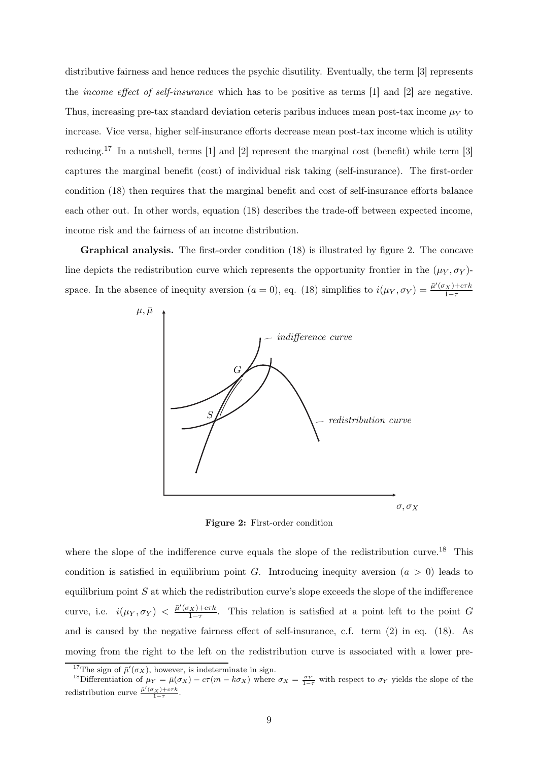distributive fairness and hence reduces the psychic disutility. Eventually, the term [3] represents the *income effect of self-insurance* which has to be positive as terms [1] and [2] are negative. Thus, increasing pre-tax standard deviation ceteris paribus induces mean post-tax income $\mu_Y$ to increase. Vice versa, higher self-insurance efforts decrease mean post-tax income which is utility reducing.[17] In a nutshell, terms [1] and [2] represent the marginal cost (benefit) while term [3] captures the marginal benefit (cost) of individual risk taking (self-insurance). The first-order condition (18) then requires that the marginal benefit and cost of self-insurance efforts balance each other out. In other words, equation (18) describes the trade-off between expected income, income risk and the fairness of an income distribution.

**Graphical analysis.** The first-order condition (18) is illustrated by figure 2. The concave line depicts the redistribution curve which represents the opportunity frontier in the $(\mu_Y, \sigma_Y)$-space. In the absence of inequity aversion ($a = 0$), eq. (18) simplifies to $i(\mu_Y, \sigma_Y) = \frac{\bar{\mu}'(\sigma_X)+c\tau k}{1-\tau}$

**Figure 2:** First-order condition

where the slope of the indifference curve equals the slope of the redistribution curve.[18] This condition is satisfied in equilibrium point $G$. Introducing inequity aversion ($a > 0$) leads to equilibrium point $S$ at which the redistribution curve's slope exceeds the slope of the indifference curve, i.e. $i(\mu_Y, \sigma_Y) < \frac{\bar{\mu}'(\sigma_X)+c\tau k}{1-\tau}$. This relation is satisfied at a point left to the point $G$ and is caused by the negative fairness effect of self-insurance, c.f. term (2) in eq. (18). As moving from the right to the left on the redistribution curve is associated with a lower pre-

[17] The sign of $\bar{\mu}'(\sigma_X)$, however, is indeterminate in sign.

[18] Differentiation of $\mu_Y = \bar{\mu}(\sigma_X) - c\tau(m - k\sigma_X)$ where $\sigma_X = \frac{\sigma_Y}{1-\tau}$ with respect to $\sigma_Y$ yields the slope of the redistribution curve $\frac{\bar{\mu}'(\sigma_X)+c\tau k}{1-\tau}$.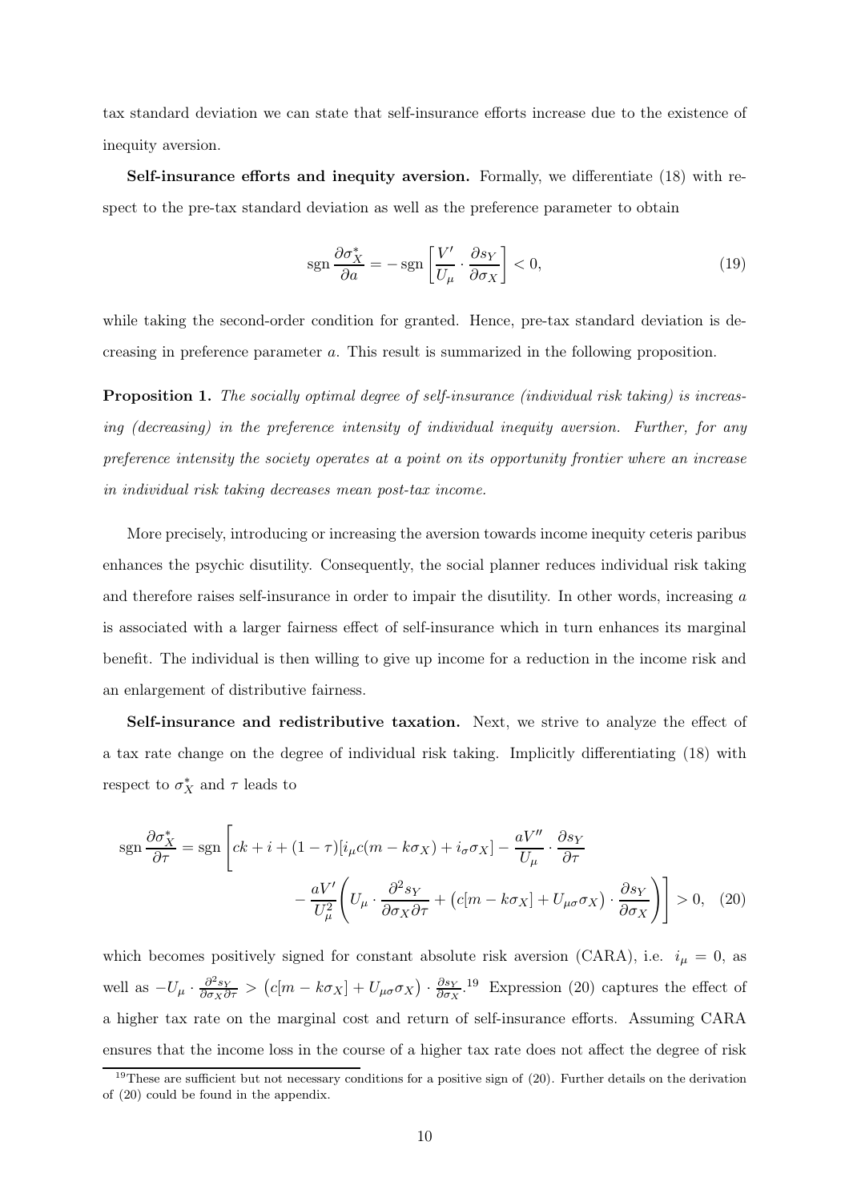tax standard deviation we can state that self-insurance efforts increase due to the existence of inequity aversion.

**Self-insurance efforts and inequity aversion.** Formally, we differentiate (18) with respect to the pre-tax standard deviation as well as the preference parameter to obtain

$$\operatorname{sgn} \frac{\partial \sigma_X^*}{\partial a} = -\operatorname{sgn}\left[\frac{V'}{U_\mu} \cdot \frac{\partial s_Y}{\partial \sigma_X}\right] < 0, \tag{19}$$

while taking the second-order condition for granted. Hence, pre-tax standard deviation is decreasing in preference parameter $a$. This result is summarized in the following proposition.

**Proposition 1.** *The socially optimal degree of self-insurance (individual risk taking) is increasing (decreasing) in the preference intensity of individual inequity aversion. Further, for any preference intensity the society operates at a point on its opportunity frontier where an increase in individual risk taking decreases mean post-tax income.*

More precisely, introducing or increasing the aversion towards income inequity ceteris paribus enhances the psychic disutility. Consequently, the social planner reduces individual risk taking and therefore raises self-insurance in order to impair the disutility. In other words, increasing $a$ is associated with a larger fairness effect of self-insurance which in turn enhances its marginal benefit. The individual is then willing to give up income for a reduction in the income risk and an enlargement of distributive fairness.

**Self-insurance and redistributive taxation.** Next, we strive to analyze the effect of a tax rate change on the degree of individual risk taking. Implicitly differentiating (18) with respect to $\sigma_X^*$ and $\tau$ leads to

$$\begin{aligned}\operatorname{sgn} \frac{\partial \sigma_X^*}{\partial \tau} = \operatorname{sgn}\Bigg[ ck + i + (1-\tau)[i_\mu c(m - k\sigma_X) + i_\sigma \sigma_X] - \frac{aV''}{U_\mu} \cdot \frac{\partial s_Y}{\partial \tau} \\ - \frac{aV'}{U_\mu^2}\left(U_\mu \cdot \frac{\partial^2 s_Y}{\partial \sigma_X \partial \tau} + \left(c[m - k\sigma_X] + U_{\mu\sigma}\sigma_X\right) \cdot \frac{\partial s_Y}{\partial \sigma_X}\right)\Bigg] > 0, \end{aligned} \tag{20}$$

which becomes positively signed for constant absolute risk aversion (CARA), i.e. $i_\mu = 0$, as well as $-U_\mu \cdot \frac{\partial^2 s_Y}{\partial \sigma_X \partial \tau} > \left(c[m - k\sigma_X] + U_{\mu\sigma}\sigma_X\right) \cdot \frac{\partial s_Y}{\partial \sigma_X}$.[19] Expression (20) captures the effect of a higher tax rate on the marginal cost and return of self-insurance efforts. Assuming CARA ensures that the income loss in the course of a higher tax rate does not affect the degree of risk

[19] These are sufficient but not necessary conditions for a positive sign of (20). Further details on the derivation of (20) could be found in the appendix.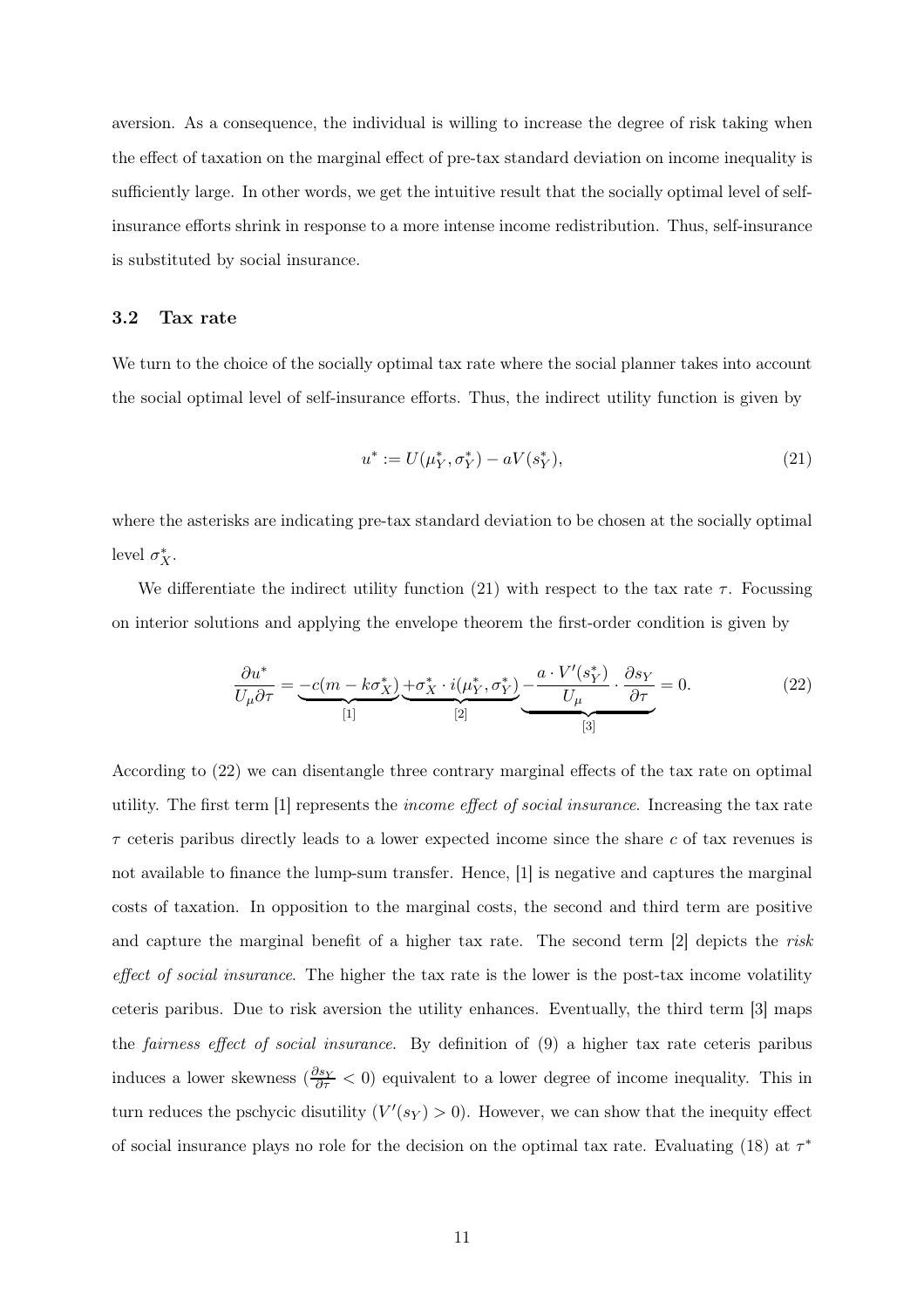aversion. As a consequence, the individual is willing to increase the degree of risk taking when the effect of taxation on the marginal effect of pre-tax standard deviation on income inequality is sufficiently large. In other words, we get the intuitive result that the socially optimal level of self-insurance efforts shrink in response to a more intense income redistribution. Thus, self-insurance is substituted by social insurance.

### 3.2 Tax rate

We turn to the choice of the socially optimal tax rate where the social planner takes into account the social optimal level of self-insurance efforts. Thus, the indirect utility function is given by

$$u^* := U(\mu_Y^*, \sigma_Y^*) - aV(s_Y^*), \tag{21}$$

where the asterisks are indicating pre-tax standard deviation to be chosen at the socially optimal level $\sigma_X^*$.

We differentiate the indirect utility function (21) with respect to the tax rate $\tau$. Focussing on interior solutions and applying the envelope theorem the first-order condition is given by

$$\frac{\partial u^*}{U_\mu \partial \tau} = \underbrace{-c(m - k\sigma_X^*)}_{[1]} \underbrace{+\sigma_X^* \cdot i(\mu_Y^*, \sigma_Y^*)}_{[2]} \underbrace{-\frac{a \cdot V'(s_Y^*)}{U_\mu} \cdot \frac{\partial s_Y}{\partial \tau}}_{[3]} = 0. \tag{22}$$

According to (22) we can disentangle three contrary marginal effects of the tax rate on optimal utility. The first term [1] represents the *income effect of social insurance*. Increasing the tax rate $\tau$ ceteris paribus directly leads to a lower expected income since the share $c$ of tax revenues is not available to finance the lump-sum transfer. Hence, [1] is negative and captures the marginal costs of taxation. In opposition to the marginal costs, the second and third term are positive and capture the marginal benefit of a higher tax rate. The second term [2] depicts the *risk effect of social insurance*. The higher the tax rate is the lower is the post-tax income volatility ceteris paribus. Due to risk aversion the utility enhances. Eventually, the third term [3] maps the *fairness effect of social insurance*. By definition of (9) a higher tax rate ceteris paribus induces a lower skewness ($\frac{\partial s_Y}{\partial \tau} < 0$) equivalent to a lower degree of income inequality. This in turn reduces the pschycic disutility ($V'(s_Y) > 0$). However, we can show that the inequity effect of social insurance plays no role for the decision on the optimal tax rate. Evaluating (18) at $\tau^*$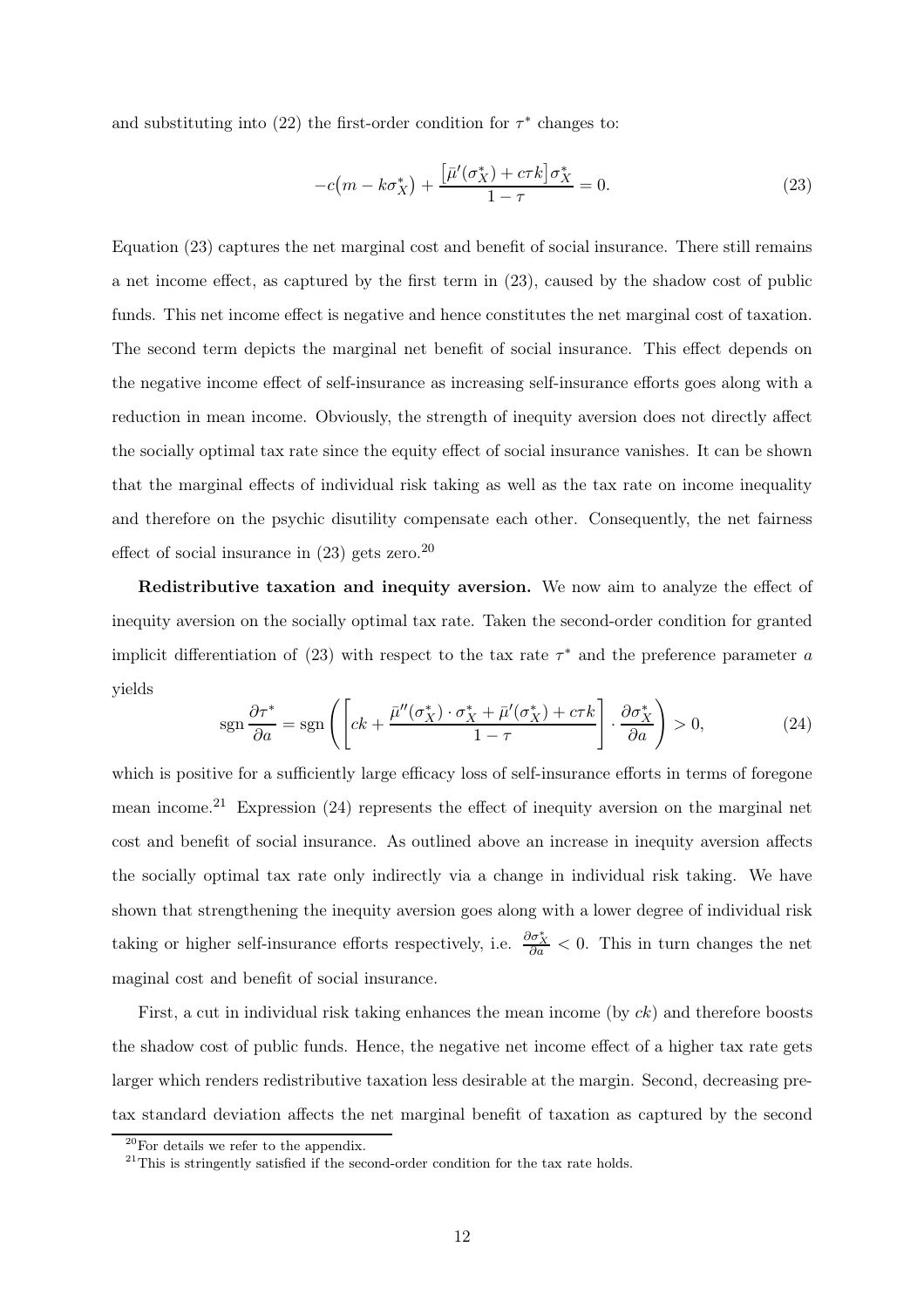and substituting into (22) the first-order condition for $\tau^*$ changes to:

$$-c\big(m - k\sigma_X^*\big) + \frac{\big[\bar{\mu}'(\sigma_X^*) + c\tau k\big]\sigma_X^*}{1-\tau} = 0. \tag{23}$$

Equation (23) captures the net marginal cost and benefit of social insurance. There still remains a net income effect, as captured by the first term in (23), caused by the shadow cost of public funds. This net income effect is negative and hence constitutes the net marginal cost of taxation. The second term depicts the marginal net benefit of social insurance. This effect depends on the negative income effect of self-insurance as increasing self-insurance efforts goes along with a reduction in mean income. Obviously, the strength of inequity aversion does not directly affect the socially optimal tax rate since the equity effect of social insurance vanishes. It can be shown that the marginal effects of individual risk taking as well as the tax rate on income inequality and therefore on the psychic disutility compensate each other. Consequently, the net fairness effect of social insurance in (23) gets zero.[20]

**Redistributive taxation and inequity aversion.** We now aim to analyze the effect of inequity aversion on the socially optimal tax rate. Taken the second-order condition for granted implicit differentiation of (23) with respect to the tax rate $\tau^*$ and the preference parameter $a$ yields

$$\operatorname{sgn}\frac{\partial \tau^*}{\partial a} = \operatorname{sgn}\left(\left[ck + \frac{\bar{\mu}''(\sigma_X^*)\cdot\sigma_X^* + \bar{\mu}'(\sigma_X^*) + c\tau k}{1-\tau}\right]\cdot\frac{\partial \sigma_X^*}{\partial a}\right) > 0, \tag{24}$$

which is positive for a sufficiently large efficacy loss of self-insurance efforts in terms of foregone mean income.[21] Expression (24) represents the effect of inequity aversion on the marginal net cost and benefit of social insurance. As outlined above an increase in inequity aversion affects the socially optimal tax rate only indirectly via a change in individual risk taking. We have shown that strengthening the inequity aversion goes along with a lower degree of individual risk taking or higher self-insurance efforts respectively, i.e. $\frac{\partial \sigma_X^*}{\partial a} < 0$. This in turn changes the net maginal cost and benefit of social insurance.

First, a cut in individual risk taking enhances the mean income (by $ck$) and therefore boosts the shadow cost of public funds. Hence, the negative net income effect of a higher tax rate gets larger which renders redistributive taxation less desirable at the margin. Second, decreasing pre-tax standard deviation affects the net marginal benefit of taxation as captured by the second

[20] For details we refer to the appendix.

[21] This is stringently satisfied if the second-order condition for the tax rate holds.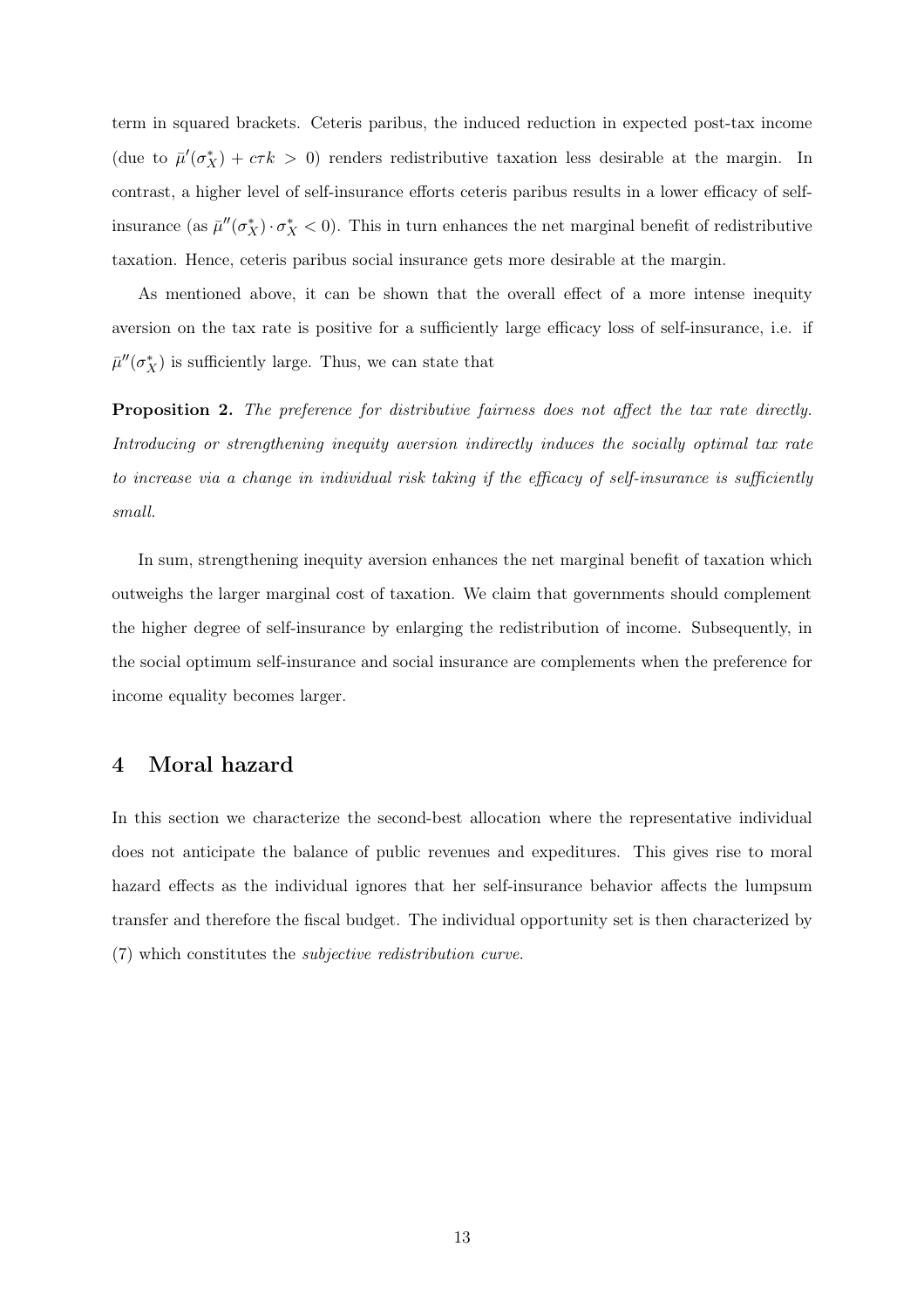term in squared brackets. Ceteris paribus, the induced reduction in expected post-tax income (due to $\bar{\mu}'(\sigma_X^*) + c\tau k > 0$) renders redistributive taxation less desirable at the margin. In contrast, a higher level of self-insurance efforts ceteris paribus results in a lower efficacy of self-insurance (as $\bar{\mu}''(\sigma_X^*) \cdot \sigma_X^* < 0$). This in turn enhances the net marginal benefit of redistributive taxation. Hence, ceteris paribus social insurance gets more desirable at the margin.

As mentioned above, it can be shown that the overall effect of a more intense inequity aversion on the tax rate is positive for a sufficiently large efficacy loss of self-insurance, i.e. if $\bar{\mu}''(\sigma_X^*)$ is sufficiently large. Thus, we can state that

**Proposition 2.** *The preference for distributive fairness does not affect the tax rate directly. Introducing or strengthening inequity aversion indirectly induces the socially optimal tax rate to increase via a change in individual risk taking if the efficacy of self-insurance is sufficiently small.*

In sum, strengthening inequity aversion enhances the net marginal benefit of taxation which outweighs the larger marginal cost of taxation. We claim that governments should complement the higher degree of self-insurance by enlarging the redistribution of income. Subsequently, in the social optimum self-insurance and social insurance are complements when the preference for income equality becomes larger.

## 4 Moral hazard

In this section we characterize the second-best allocation where the representative individual does not anticipate the balance of public revenues and expeditures. This gives rise to moral hazard effects as the individual ignores that her self-insurance behavior affects the lumpsum transfer and therefore the fiscal budget. The individual opportunity set is then characterized by (7) which constitutes the *subjective redistribution curve*.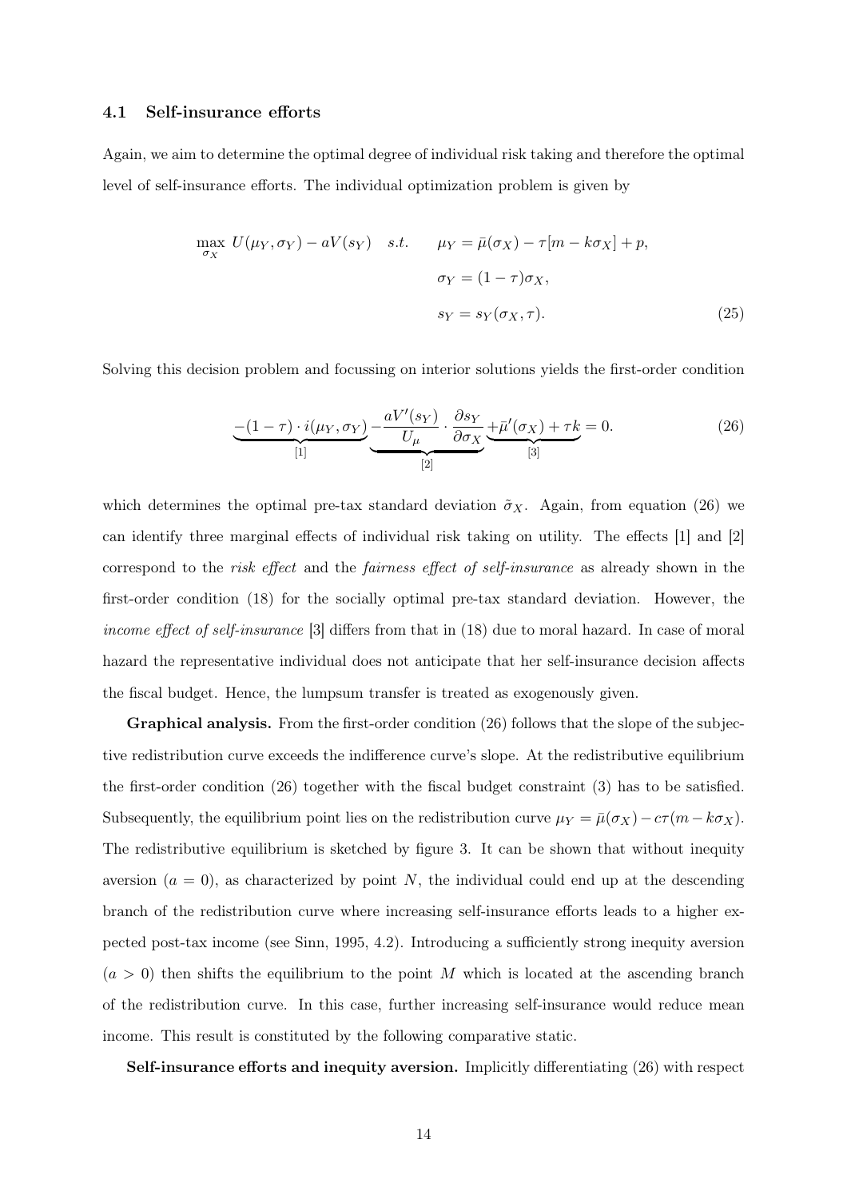### 4.1 Self-insurance efforts

Again, we aim to determine the optimal degree of individual risk taking and therefore the optimal level of self-insurance efforts. The individual optimization problem is given by

$$\max_{\sigma_X} \; U(\mu_Y, \sigma_Y) - aV(s_Y) \quad s.t. \qquad \mu_Y = \bar{\mu}(\sigma_X) - \tau[m - k\sigma_X] + p, \tag{25}$$
$$\sigma_Y = (1-\tau)\sigma_X,$$
$$s_Y = s_Y(\sigma_X, \tau).$$

Solving this decision problem and focussing on interior solutions yields the first-order condition

$$\underbrace{-(1-\tau)\cdot i(\mu_Y, \sigma_Y)}_{[1]} \underbrace{- \frac{aV'(s_Y)}{U_\mu} \cdot \frac{\partial s_Y}{\partial \sigma_X}}_{[2]} \underbrace{+ \bar{\mu}'(\sigma_X) + \tau k}_{[3]} = 0. \tag{26}$$

which determines the optimal pre-tax standard deviation $\tilde{\sigma}_X$. Again, from equation (26) we can identify three marginal effects of individual risk taking on utility. The effects [1] and [2] correspond to the *risk effect* and the *fairness effect of self-insurance* as already shown in the first-order condition (18) for the socially optimal pre-tax standard deviation. However, the *income effect of self-insurance* [3] differs from that in (18) due to moral hazard. In case of moral hazard the representative individual does not anticipate that her self-insurance decision affects the fiscal budget. Hence, the lumpsum transfer is treated as exogenously given.

**Graphical analysis.** From the first-order condition (26) follows that the slope of the subjective redistribution curve exceeds the indifference curve's slope. At the redistributive equilibrium the first-order condition (26) together with the fiscal budget constraint (3) has to be satisfied. Subsequently, the equilibrium point lies on the redistribution curve $\mu_Y = \bar{\mu}(\sigma_X) - c\tau(m - k\sigma_X)$. The redistributive equilibrium is sketched by figure 3. It can be shown that without inequity aversion ($a = 0$), as characterized by point $N$, the individual could end up at the descending branch of the redistribution curve where increasing self-insurance efforts leads to a higher expected post-tax income (see Sinn, 1995, 4.2). Introducing a sufficiently strong inequity aversion ($a > 0$) then shifts the equilibrium to the point $M$ which is located at the ascending branch of the redistribution curve. In this case, further increasing self-insurance would reduce mean income. This result is constituted by the following comparative static.

**Self-insurance efforts and inequity aversion.** Implicitly differentiating (26) with respect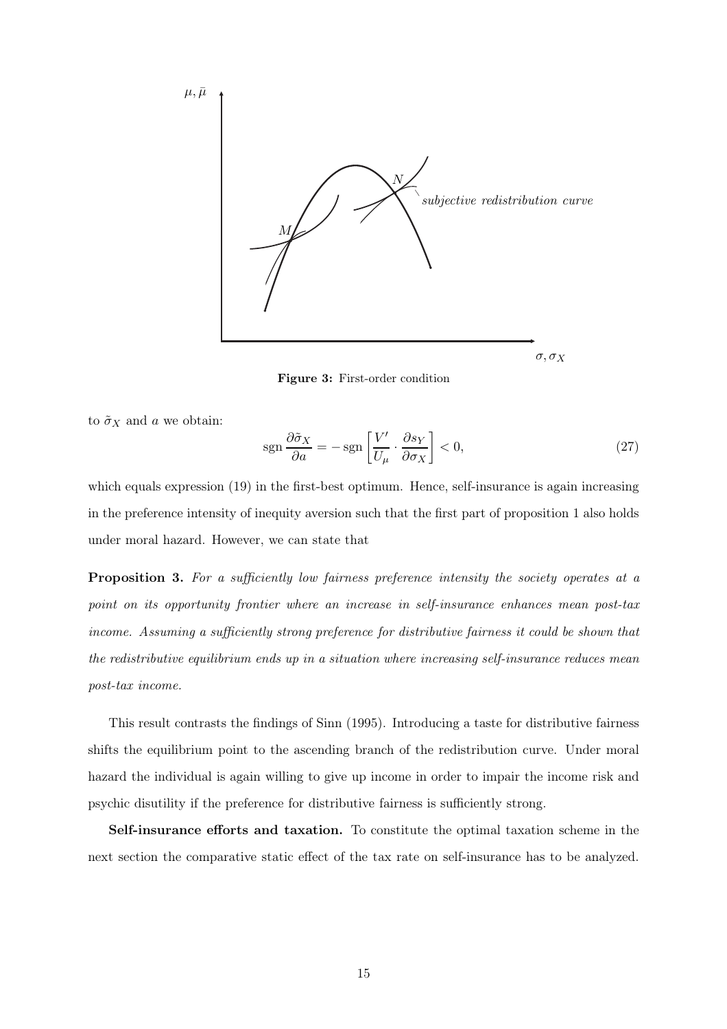Figure 3: First-order condition

to $\tilde{\sigma}_X$ and $a$ we obtain:

$$\operatorname{sgn} \frac{\partial \tilde{\sigma}_X}{\partial a} = -\operatorname{sgn}\left[\frac{V'}{U_\mu} \cdot \frac{\partial s_Y}{\partial \sigma_X}\right] < 0, \tag{27}$$

which equals expression (19) in the first-best optimum. Hence, self-insurance is again increasing in the preference intensity of inequity aversion such that the first part of proposition 1 also holds under moral hazard. However, we can state that

**Proposition 3.** *For a sufficiently low fairness preference intensity the society operates at a point on its opportunity frontier where an increase in self-insurance enhances mean post-tax income. Assuming a sufficiently strong preference for distributive fairness it could be shown that the redistributive equilibrium ends up in a situation where increasing self-insurance reduces mean post-tax income.*

This result contrasts the findings of Sinn (1995). Introducing a taste for distributive fairness shifts the equilibrium point to the ascending branch of the redistribution curve. Under moral hazard the individual is again willing to give up income in order to impair the income risk and psychic disutility if the preference for distributive fairness is sufficiently strong.

**Self-insurance efforts and taxation.** To constitute the optimal taxation scheme in the next section the comparative static effect of the tax rate on self-insurance has to be analyzed.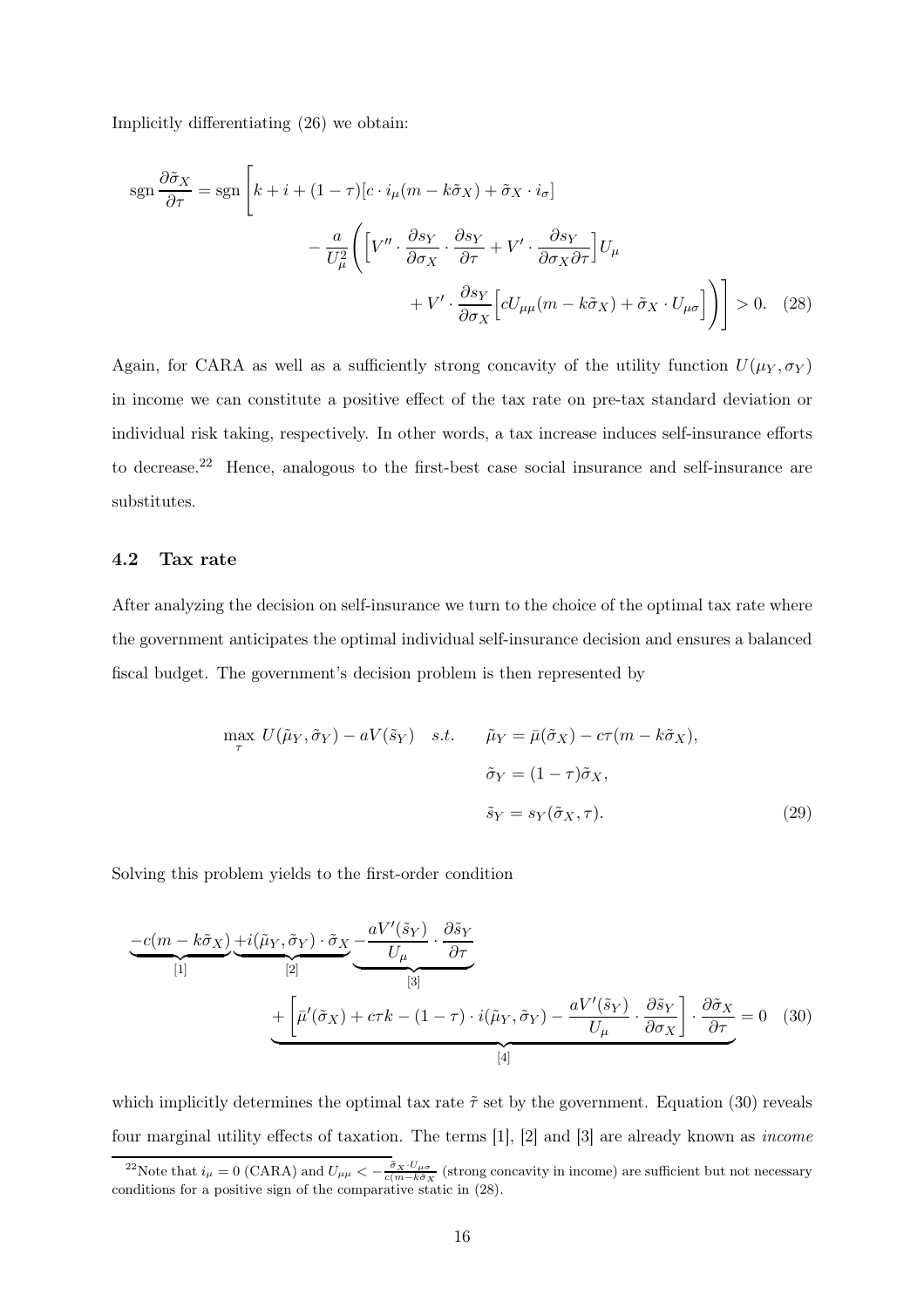Implicitly differentiating (26) we obtain:

$$
\begin{aligned}
\operatorname{sgn}\frac{\partial \tilde{\sigma}_X}{\partial \tau} = \operatorname{sgn}\Bigg[ & k + i + (1-\tau)[c \cdot i_\mu (m - k\tilde{\sigma}_X) + \tilde{\sigma}_X \cdot i_\sigma] \\
& - \frac{a}{U_\mu^2}\Bigg( \Big[ V'' \cdot \frac{\partial s_Y}{\partial \sigma_X} \cdot \frac{\partial s_Y}{\partial \tau} + V' \cdot \frac{\partial s_Y}{\partial \sigma_X \partial \tau} \Big] U_\mu \\
& + V' \cdot \frac{\partial s_Y}{\partial \sigma_X}\Big[ c U_{\mu\mu}(m - k\tilde{\sigma}_X) + \tilde{\sigma}_X \cdot U_{\mu\sigma} \Big] \Bigg) \Bigg] > 0. \quad (28)
\end{aligned}
$$

Again, for CARA as well as a sufficiently strong concavity of the utility function $U(\mu_Y, \sigma_Y)$ in income we can constitute a positive effect of the tax rate on pre-tax standard deviation or individual risk taking, respectively. In other words, a tax increase induces self-insurance efforts to decrease.[22] Hence, analogous to the first-best case social insurance and self-insurance are substitutes.

## 4.2 Tax rate

After analyzing the decision on self-insurance we turn to the choice of the optimal tax rate where the government anticipates the optimal individual self-insurance decision and ensures a balanced fiscal budget. The government's decision problem is then represented by

$$
\begin{aligned}
\max_\tau \; U(\tilde{\mu}_Y, \tilde{\sigma}_Y) - aV(\tilde{s}_Y) \quad s.t. \quad & \tilde{\mu}_Y = \bar{\mu}(\tilde{\sigma}_X) - c\tau(m - k\tilde{\sigma}_X), \\
& \tilde{\sigma}_Y = (1-\tau)\tilde{\sigma}_X, \\
& \tilde{s}_Y = s_Y(\tilde{\sigma}_X, \tau). \qquad (29)
\end{aligned}
$$

Solving this problem yields to the first-order condition

$$
\begin{aligned}
& \underbrace{-c(m - k\tilde{\sigma}_X)}_{[1]} \underbrace{+ i(\tilde{\mu}_Y, \tilde{\sigma}_Y) \cdot \tilde{\sigma}_X}_{[2]} \underbrace{- \frac{aV'(\tilde{s}_Y)}{U_\mu} \cdot \frac{\partial \tilde{s}_Y}{\partial \tau}}_{[3]} \\
& \underbrace{+ \Big[ \bar{\mu}'(\tilde{\sigma}_X) + c\tau k - (1-\tau) \cdot i(\tilde{\mu}_Y, \tilde{\sigma}_Y) - \frac{aV'(\tilde{s}_Y)}{U_\mu} \cdot \frac{\partial \tilde{s}_Y}{\partial \sigma_X} \Big] \cdot \frac{\partial \tilde{\sigma}_X}{\partial \tau}}_{[4]} = 0 \quad (30)
\end{aligned}
$$

which implicitly determines the optimal tax rate $\tilde{\tau}$ set by the government. Equation (30) reveals four marginal utility effects of taxation. The terms [1], [2] and [3] are already known as *income*

[22] Note that $i_\mu = 0$ (CARA) and $U_{\mu\mu} < -\frac{\tilde{\sigma}_X \cdot U_{\mu\sigma}}{c(m - k\tilde{\sigma}_X)}$ (strong concavity in income) are sufficient but not necessary conditions for a positive sign of the comparative static in (28).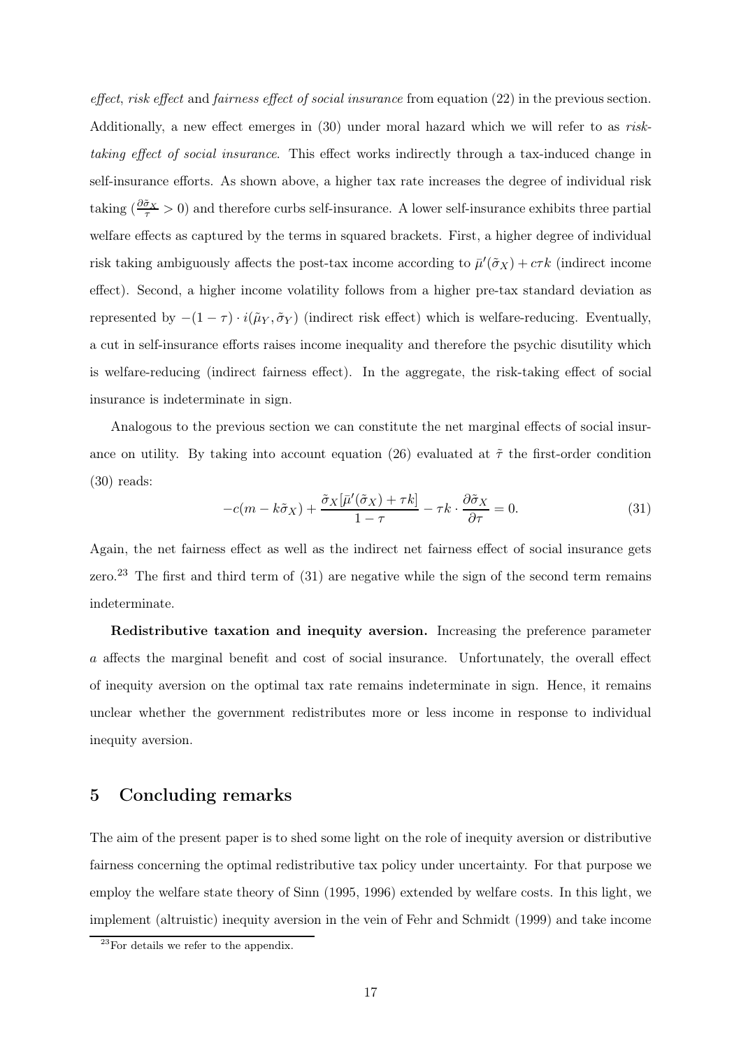*effect*, *risk effect* and *fairness effect of social insurance* from equation (22) in the previous section. Additionally, a new effect emerges in (30) under moral hazard which we will refer to as *risk-taking effect of social insurance*. This effect works indirectly through a tax-induced change in self-insurance efforts. As shown above, a higher tax rate increases the degree of individual risk taking ($\frac{\partial \tilde{\sigma}_X}{\tau} > 0$) and therefore curbs self-insurance. A lower self-insurance exhibits three partial welfare effects as captured by the terms in squared brackets. First, a higher degree of individual risk taking ambiguously affects the post-tax income according to $\bar{\mu}'(\tilde{\sigma}_X) + c\tau k$ (indirect income effect). Second, a higher income volatility follows from a higher pre-tax standard deviation as represented by $-(1-\tau) \cdot i(\tilde{\mu}_Y, \tilde{\sigma}_Y)$ (indirect risk effect) which is welfare-reducing. Eventually, a cut in self-insurance efforts raises income inequality and therefore the psychic disutility which is welfare-reducing (indirect fairness effect). In the aggregate, the risk-taking effect of social insurance is indeterminate in sign.

Analogous to the previous section we can constitute the net marginal effects of social insurance on utility. By taking into account equation (26) evaluated at $\tilde{\tau}$ the first-order condition (30) reads:

$$-c(m - k\tilde{\sigma}_X) + \frac{\tilde{\sigma}_X[\bar{\mu}'(\tilde{\sigma}_X) + \tau k]}{1-\tau} - \tau k \cdot \frac{\partial \tilde{\sigma}_X}{\partial \tau} = 0. \tag{31}$$

Again, the net fairness effect as well as the indirect net fairness effect of social insurance gets zero.[23] The first and third term of (31) are negative while the sign of the second term remains indeterminate.

**Redistributive taxation and inequity aversion.** Increasing the preference parameter $a$ affects the marginal benefit and cost of social insurance. Unfortunately, the overall effect of inequity aversion on the optimal tax rate remains indeterminate in sign. Hence, it remains unclear whether the government redistributes more or less income in response to individual inequity aversion.

## 5 Concluding remarks

The aim of the present paper is to shed some light on the role of inequity aversion or distributive fairness concerning the optimal redistributive tax policy under uncertainty. For that purpose we employ the welfare state theory of Sinn (1995, 1996) extended by welfare costs. In this light, we implement (altruistic) inequity aversion in the vein of Fehr and Schmidt (1999) and take income

[23] For details we refer to the appendix.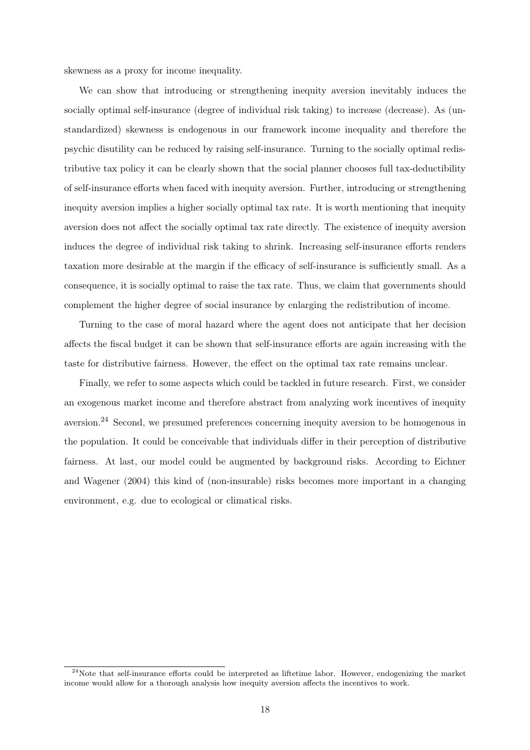skewness as a proxy for income inequality.

We can show that introducing or strengthening inequity aversion inevitably induces the socially optimal self-insurance (degree of individual risk taking) to increase (decrease). As (unstandardized) skewness is endogenous in our framework income inequality and therefore the psychic disutility can be reduced by raising self-insurance. Turning to the socially optimal redistributive tax policy it can be clearly shown that the social planner chooses full tax-deductibility of self-insurance efforts when faced with inequity aversion. Further, introducing or strengthening inequity aversion implies a higher socially optimal tax rate. It is worth mentioning that inequity aversion does not affect the socially optimal tax rate directly. The existence of inequity aversion induces the degree of individual risk taking to shrink. Increasing self-insurance efforts renders taxation more desirable at the margin if the efficacy of self-insurance is sufficiently small. As a consequence, it is socially optimal to raise the tax rate. Thus, we claim that governments should complement the higher degree of social insurance by enlarging the redistribution of income.

Turning to the case of moral hazard where the agent does not anticipate that her decision affects the fiscal budget it can be shown that self-insurance efforts are again increasing with the taste for distributive fairness. However, the effect on the optimal tax rate remains unclear.

Finally, we refer to some aspects which could be tackled in future research. First, we consider an exogenous market income and therefore abstract from analyzing work incentives of inequity aversion.[24] Second, we presumed preferences concerning inequity aversion to be homogenous in the population. It could be conceivable that individuals differ in their perception of distributive fairness. At last, our model could be augmented by background risks. According to Eichner and Wagener (2004) this kind of (non-insurable) risks becomes more important in a changing environment, e.g. due to ecological or climatical risks.

[24] Note that self-insurance efforts could be interpreted as liftetime labor. However, endogenizing the market income would allow for a thorough analysis how inequity aversion affects the incentives to work.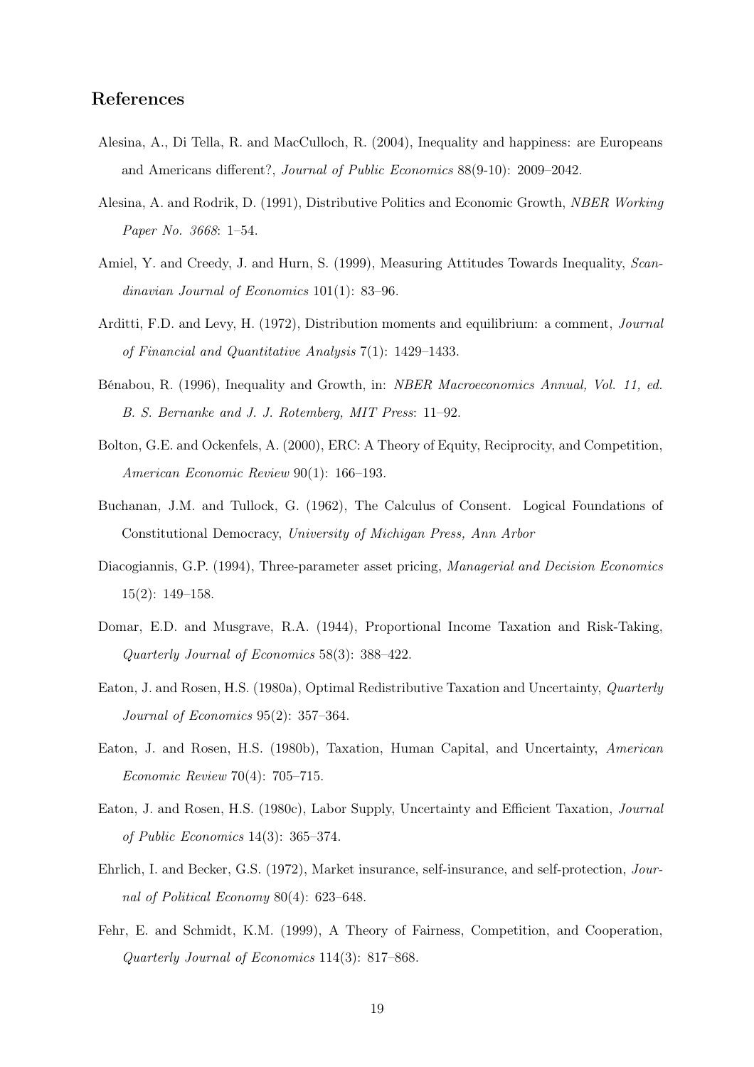## References

Alesina, A., Di Tella, R. and MacCulloch, R. (2004), Inequality and happiness: are Europeans and Americans different?, *Journal of Public Economics* 88(9-10): 2009–2042.

Alesina, A. and Rodrik, D. (1991), Distributive Politics and Economic Growth, *NBER Working Paper No. 3668*: 1–54.

Amiel, Y. and Creedy, J. and Hurn, S. (1999), Measuring Attitudes Towards Inequality, *Scandinavian Journal of Economics* 101(1): 83–96.

Arditti, F.D. and Levy, H. (1972), Distribution moments and equilibrium: a comment, *Journal of Financial and Quantitative Analysis* 7(1): 1429–1433.

Bénabou, R. (1996), Inequality and Growth, in: *NBER Macroeconomics Annual, Vol. 11, ed. B. S. Bernanke and J. J. Rotemberg, MIT Press*: 11–92.

Bolton, G.E. and Ockenfels, A. (2000), ERC: A Theory of Equity, Reciprocity, and Competition, *American Economic Review* 90(1): 166–193.

Buchanan, J.M. and Tullock, G. (1962), The Calculus of Consent. Logical Foundations of Constitutional Democracy, *University of Michigan Press, Ann Arbor*

Diacogiannis, G.P. (1994), Three-parameter asset pricing, *Managerial and Decision Economics* 15(2): 149–158.

Domar, E.D. and Musgrave, R.A. (1944), Proportional Income Taxation and Risk-Taking, *Quarterly Journal of Economics* 58(3): 388–422.

Eaton, J. and Rosen, H.S. (1980a), Optimal Redistributive Taxation and Uncertainty, *Quarterly Journal of Economics* 95(2): 357–364.

Eaton, J. and Rosen, H.S. (1980b), Taxation, Human Capital, and Uncertainty, *American Economic Review* 70(4): 705–715.

Eaton, J. and Rosen, H.S. (1980c), Labor Supply, Uncertainty and Efficient Taxation, *Journal of Public Economics* 14(3): 365–374.

Ehrlich, I. and Becker, G.S. (1972), Market insurance, self-insurance, and self-protection, *Journal of Political Economy* 80(4): 623–648.

Fehr, E. and Schmidt, K.M. (1999), A Theory of Fairness, Competition, and Cooperation, *Quarterly Journal of Economics* 114(3): 817–868.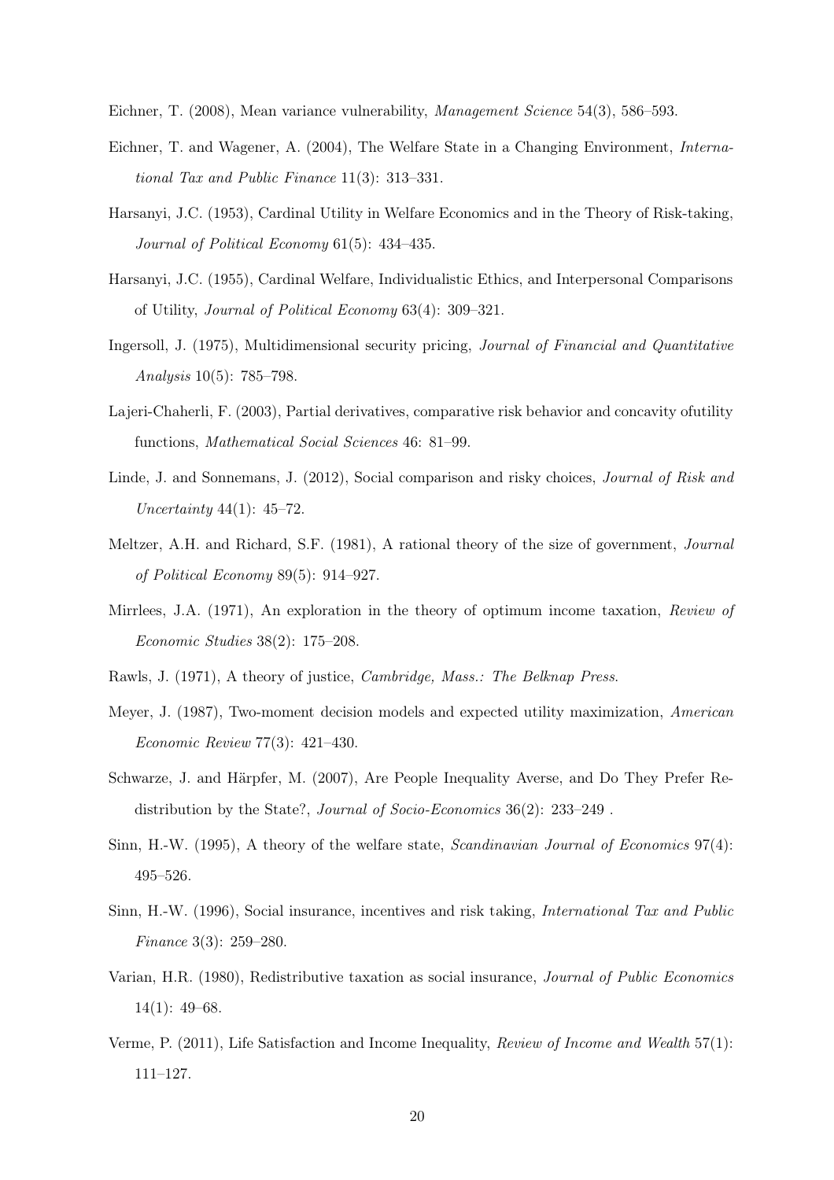Eichner, T. (2008), Mean variance vulnerability, *Management Science* 54(3), 586–593.

Eichner, T. and Wagener, A. (2004), The Welfare State in a Changing Environment, *International Tax and Public Finance* 11(3): 313–331.

Harsanyi, J.C. (1953), Cardinal Utility in Welfare Economics and in the Theory of Risk-taking, *Journal of Political Economy* 61(5): 434–435.

Harsanyi, J.C. (1955), Cardinal Welfare, Individualistic Ethics, and Interpersonal Comparisons of Utility, *Journal of Political Economy* 63(4): 309–321.

Ingersoll, J. (1975), Multidimensional security pricing, *Journal of Financial and Quantitative Analysis* 10(5): 785–798.

Lajeri-Chaherli, F. (2003), Partial derivatives, comparative risk behavior and concavity ofutility functions, *Mathematical Social Sciences* 46: 81–99.

Linde, J. and Sonnemans, J. (2012), Social comparison and risky choices, *Journal of Risk and Uncertainty* 44(1): 45–72.

Meltzer, A.H. and Richard, S.F. (1981), A rational theory of the size of government, *Journal of Political Economy* 89(5): 914–927.

Mirrlees, J.A. (1971), An exploration in the theory of optimum income taxation, *Review of Economic Studies* 38(2): 175–208.

Rawls, J. (1971), A theory of justice, *Cambridge, Mass.: The Belknap Press.*

Meyer, J. (1987), Two-moment decision models and expected utility maximization, *American Economic Review* 77(3): 421–430.

Schwarze, J. and Härpfer, M. (2007), Are People Inequality Averse, and Do They Prefer Redistribution by the State?, *Journal of Socio-Economics* 36(2): 233–249 .

Sinn, H.-W. (1995), A theory of the welfare state, *Scandinavian Journal of Economics* 97(4): 495–526.

Sinn, H.-W. (1996), Social insurance, incentives and risk taking, *International Tax and Public Finance* 3(3): 259–280.

Varian, H.R. (1980), Redistributive taxation as social insurance, *Journal of Public Economics* 14(1): 49–68.

Verme, P. (2011), Life Satisfaction and Income Inequality, *Review of Income and Wealth* 57(1): 111–127.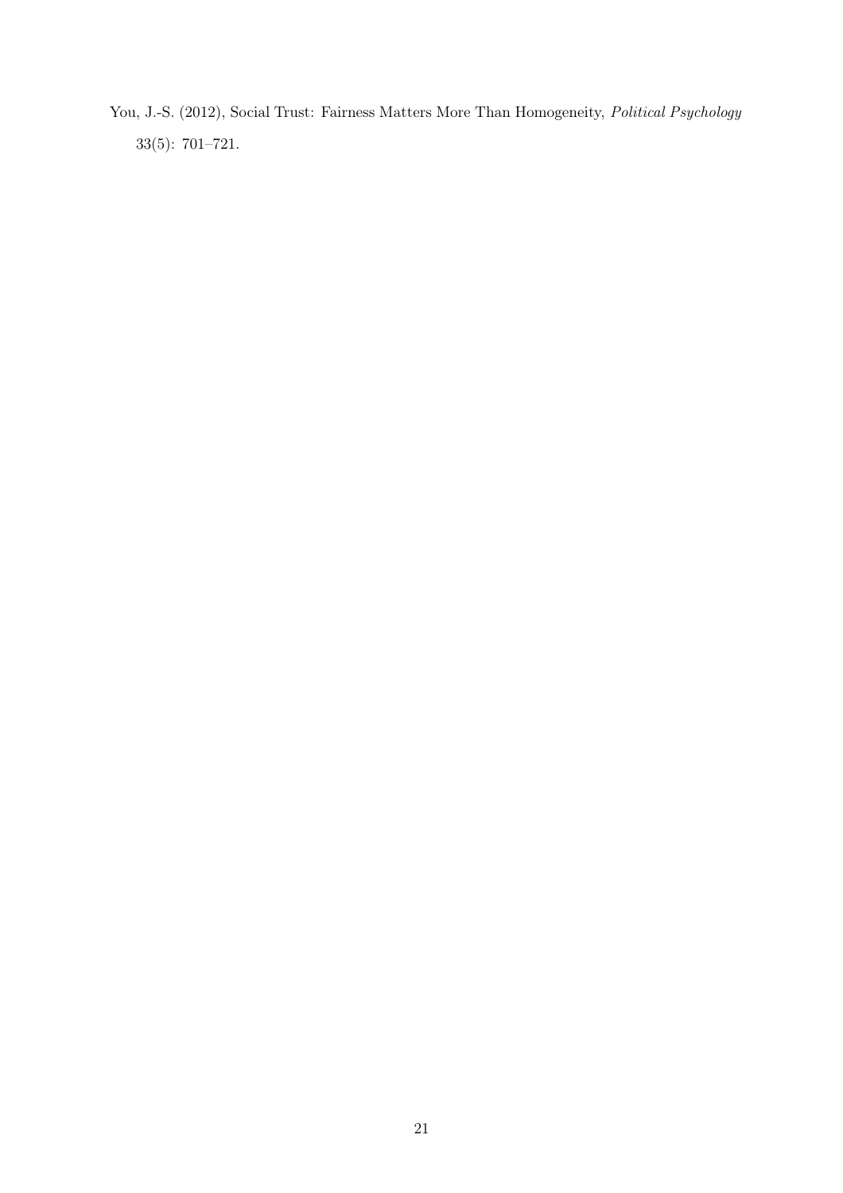You, J.-S. (2012), Social Trust: Fairness Matters More Than Homogeneity, *Political Psychology* 33(5): 701–721.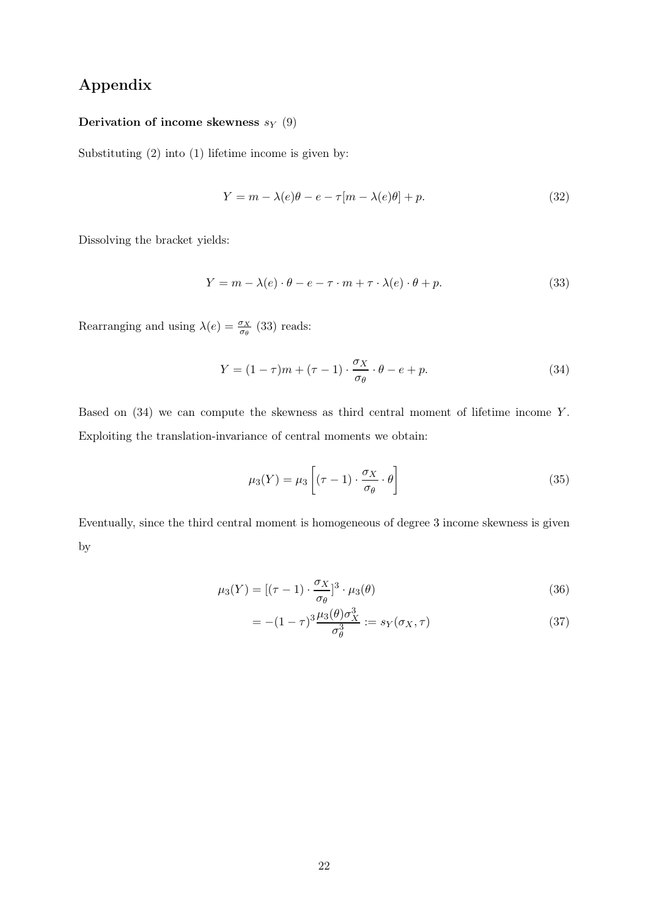# Appendix

### Derivation of income skewness $s_Y$ (9)

Substituting (2) into (1) lifetime income is given by:

$$Y = m - \lambda(e)\theta - e - \tau[m - \lambda(e)\theta] + p. \tag{32}$$

Dissolving the bracket yields:

$$Y = m - \lambda(e) \cdot \theta - e - \tau \cdot m + \tau \cdot \lambda(e) \cdot \theta + p. \tag{33}$$

Rearranging and using $\lambda(e) = \frac{\sigma_X}{\sigma_\theta}$ (33) reads:

$$Y = (1 - \tau)m + (\tau - 1) \cdot \frac{\sigma_X}{\sigma_\theta} \cdot \theta - e + p. \tag{34}$$

Based on (34) we can compute the skewness as third central moment of lifetime income $Y$. Exploiting the translation-invariance of central moments we obtain:

$$\mu_3(Y) = \mu_3 \left[ (\tau - 1) \cdot \frac{\sigma_X}{\sigma_\theta} \cdot \theta \right] \tag{35}$$

Eventually, since the third central moment is homogeneous of degree 3 income skewness is given by

$$\mu_3(Y) = [(\tau - 1) \cdot \frac{\sigma_X}{\sigma_\theta}]^3 \cdot \mu_3(\theta) \tag{36}$$

$$= -(1 - \tau)^3 \frac{\mu_3(\theta)\sigma_X^3}{\sigma_\theta^3} := s_Y(\sigma_X, \tau) \tag{37}$$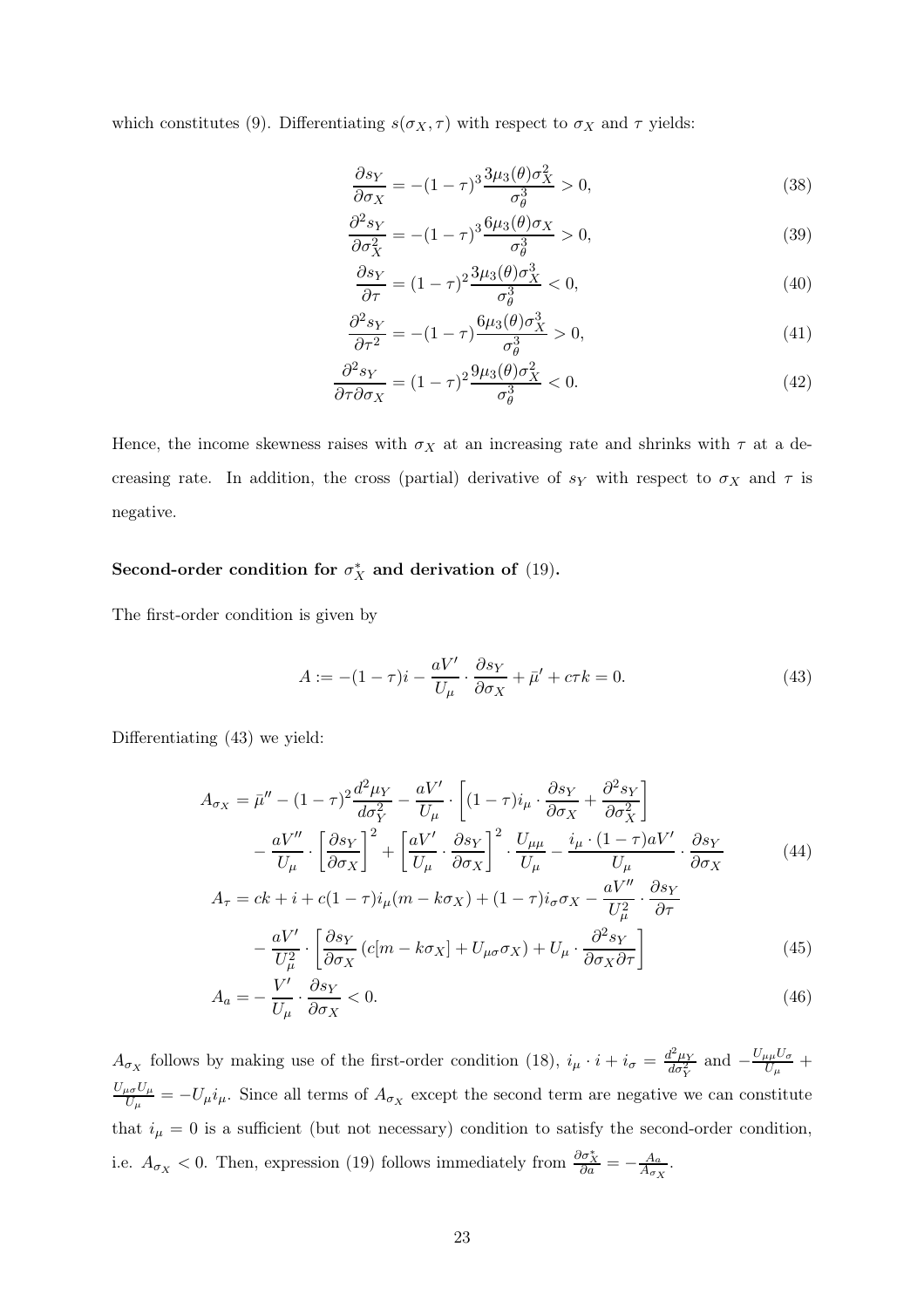which constitutes (9). Differentiating $s(\sigma_X, \tau)$ with respect to $\sigma_X$ and $\tau$ yields:

$$\frac{\partial s_Y}{\partial \sigma_X} = -(1-\tau)^3 \frac{3\mu_3(\theta)\sigma_X^2}{\sigma_\theta^3} > 0, \tag{38}$$

$$\frac{\partial^2 s_Y}{\partial \sigma_X^2} = -(1-\tau)^3 \frac{6\mu_3(\theta)\sigma_X}{\sigma_\theta^3} > 0, \tag{39}$$

$$\frac{\partial s_Y}{\partial \tau} = (1-\tau)^2 \frac{3\mu_3(\theta)\sigma_X^3}{\sigma_\theta^3} < 0, \tag{40}$$

$$\frac{\partial^2 s_Y}{\partial \tau^2} = -(1-\tau) \frac{6\mu_3(\theta)\sigma_X^3}{\sigma_\theta^3} > 0, \tag{41}$$

$$\frac{\partial^2 s_Y}{\partial \tau \partial \sigma_X} = (1-\tau)^2 \frac{9\mu_3(\theta)\sigma_X^2}{\sigma_\theta^3} < 0. \tag{42}$$

Hence, the income skewness raises with $\sigma_X$ at an increasing rate and shrinks with $\tau$ at a decreasing rate. In addition, the cross (partial) derivative of $s_Y$ with respect to $\sigma_X$ and $\tau$ is negative.

**Second-order condition for $\sigma_X^*$ and derivation of (19).**

The first-order condition is given by

$$A := -(1-\tau)i - \frac{aV'}{U_\mu} \cdot \frac{\partial s_Y}{\partial \sigma_X} + \bar{\mu}' + c\tau k = 0. \tag{43}$$

Differentiating (43) we yield:

$$\begin{aligned}
A_{\sigma_X} &= \bar{\mu}'' - (1-\tau)^2 \frac{d^2\mu_Y}{d\sigma_Y^2} - \frac{aV'}{U_\mu} \cdot \left[(1-\tau)i_\mu \cdot \frac{\partial s_Y}{\partial \sigma_X} + \frac{\partial^2 s_Y}{\partial \sigma_X^2}\right] \\
&\quad - \frac{aV''}{U_\mu} \cdot \left[\frac{\partial s_Y}{\partial \sigma_X}\right]^2 + \left[\frac{aV'}{U_\mu} \cdot \frac{\partial s_Y}{\partial \sigma_X}\right]^2 \cdot \frac{U_{\mu\mu}}{U_\mu} - \frac{i_\mu \cdot (1-\tau)aV'}{U_\mu} \cdot \frac{\partial s_Y}{\partial \sigma_X} \qquad (44) \\
A_\tau &= ck + i + c(1-\tau)i_\mu(m - k\sigma_X) + (1-\tau)i_\sigma \sigma_X - \frac{aV''}{U_\mu^2} \cdot \frac{\partial s_Y}{\partial \tau} \\
&\quad - \frac{aV'}{U_\mu^2} \cdot \left[\frac{\partial s_Y}{\partial \sigma_X}\left(c[m - k\sigma_X] + U_{\mu\sigma}\sigma_X\right) + U_\mu \cdot \frac{\partial^2 s_Y}{\partial \sigma_X \partial \tau}\right] \qquad (45) \\
A_a &= -\frac{V'}{U_\mu} \cdot \frac{\partial s_Y}{\partial \sigma_X} < 0. \qquad (46)
\end{aligned}$$

$A_{\sigma_X}$ follows by making use of the first-order condition (18), $i_\mu \cdot i + i_\sigma = \frac{d^2\mu_Y}{d\sigma_Y^2}$ and $-\frac{U_{\mu\mu}U_\sigma}{U_\mu} + \frac{U_{\mu\sigma}U_\mu}{U_\mu} = -U_\mu i_\mu$. Since all terms of $A_{\sigma_X}$ except the second term are negative we can constitute that $i_\mu = 0$ is a sufficient (but not necessary) condition to satisfy the second-order condition, i.e. $A_{\sigma_X} < 0$. Then, expression (19) follows immediately from $\frac{\partial \sigma_X^*}{\partial a} = -\frac{A_a}{A_{\sigma_X}}$.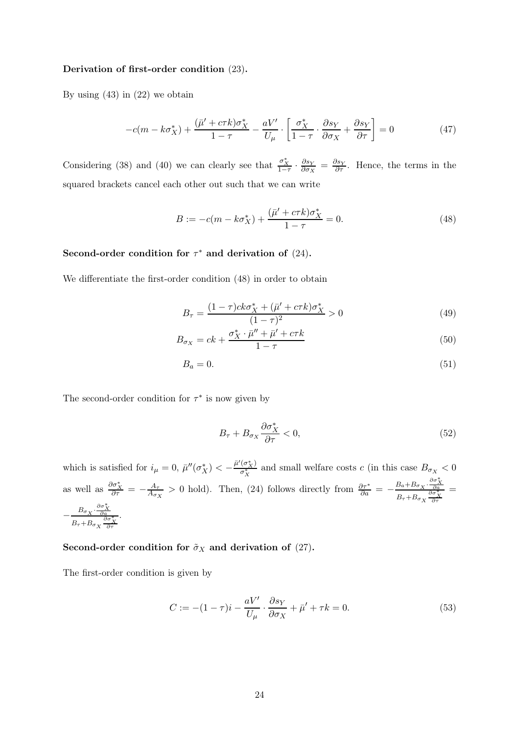**Derivation of first-order condition** (23)**.**

By using (43) in (22) we obtain

$$-c(m - k\sigma_X^*) + \frac{(\bar{\mu}' + c\tau k)\sigma_X^*}{1-\tau} - \frac{aV'}{U_\mu} \cdot \left[ \frac{\sigma_X^*}{1-\tau} \cdot \frac{\partial s_Y}{\partial \sigma_X} + \frac{\partial s_Y}{\partial \tau} \right] = 0 \tag{47}$$

Considering (38) and (40) we can clearly see that $\frac{\sigma_X^*}{1-\tau} \cdot \frac{\partial s_Y}{\partial \sigma_X} = \frac{\partial s_Y}{\partial \tau}$. Hence, the terms in the squared brackets cancel each other out such that we can write

$$B := -c(m - k\sigma_X^*) + \frac{(\bar{\mu}' + c\tau k)\sigma_X^*}{1-\tau} = 0. \tag{48}$$

**Second-order condition for $\tau^*$ and derivation of** (24)**.**

We differentiate the first-order condition (48) in order to obtain

$$B_\tau = \frac{(1-\tau)ck\sigma_X^* + (\bar{\mu}' + c\tau k)\sigma_X^*}{(1-\tau)^2} > 0 \tag{49}$$

$$B_{\sigma_X} = ck + \frac{\sigma_X^* \cdot \bar{\mu}'' + \bar{\mu}' + c\tau k}{1-\tau} \tag{50}$$

$$B_a = 0. \tag{51}$$

The second-order condition for $\tau^*$ is now given by

$$B_\tau + B_{\sigma_X} \frac{\partial \sigma_X^*}{\partial \tau} < 0, \tag{52}$$

which is satisfied for $i_\mu = 0$, $\bar{\mu}''(\sigma_X^*) < -\frac{\bar{\mu}'(\sigma_X^*)}{\sigma_X^*}$ and small welfare costs $c$ (in this case $B_{\sigma_X} < 0$ as well as $\frac{\partial \sigma_X^*}{\partial \tau} = -\frac{A_\tau}{A_{\sigma_X}} > 0$ hold). Then, (24) follows directly from $\frac{\partial \tau^*}{\partial a} = -\frac{B_a + B_{\sigma_X} \cdot \frac{\partial \sigma_X^*}{\partial a}}{B_\tau + B_{\sigma_X} \frac{\partial \sigma_X^*}{\partial \tau}} = -\frac{B_{\sigma_X} \cdot \frac{\partial \sigma_X^*}{\partial a}}{B_\tau + B_{\sigma_X} \frac{\partial \sigma_X^*}{\partial \tau}}$.

**Second-order condition for $\tilde{\sigma}_X$ and derivation of** (27)**.**

The first-order condition is given by

$$C := -(1-\tau)i - \frac{aV'}{U_\mu} \cdot \frac{\partial s_Y}{\partial \sigma_X} + \bar{\mu}' + \tau k = 0. \tag{53}$$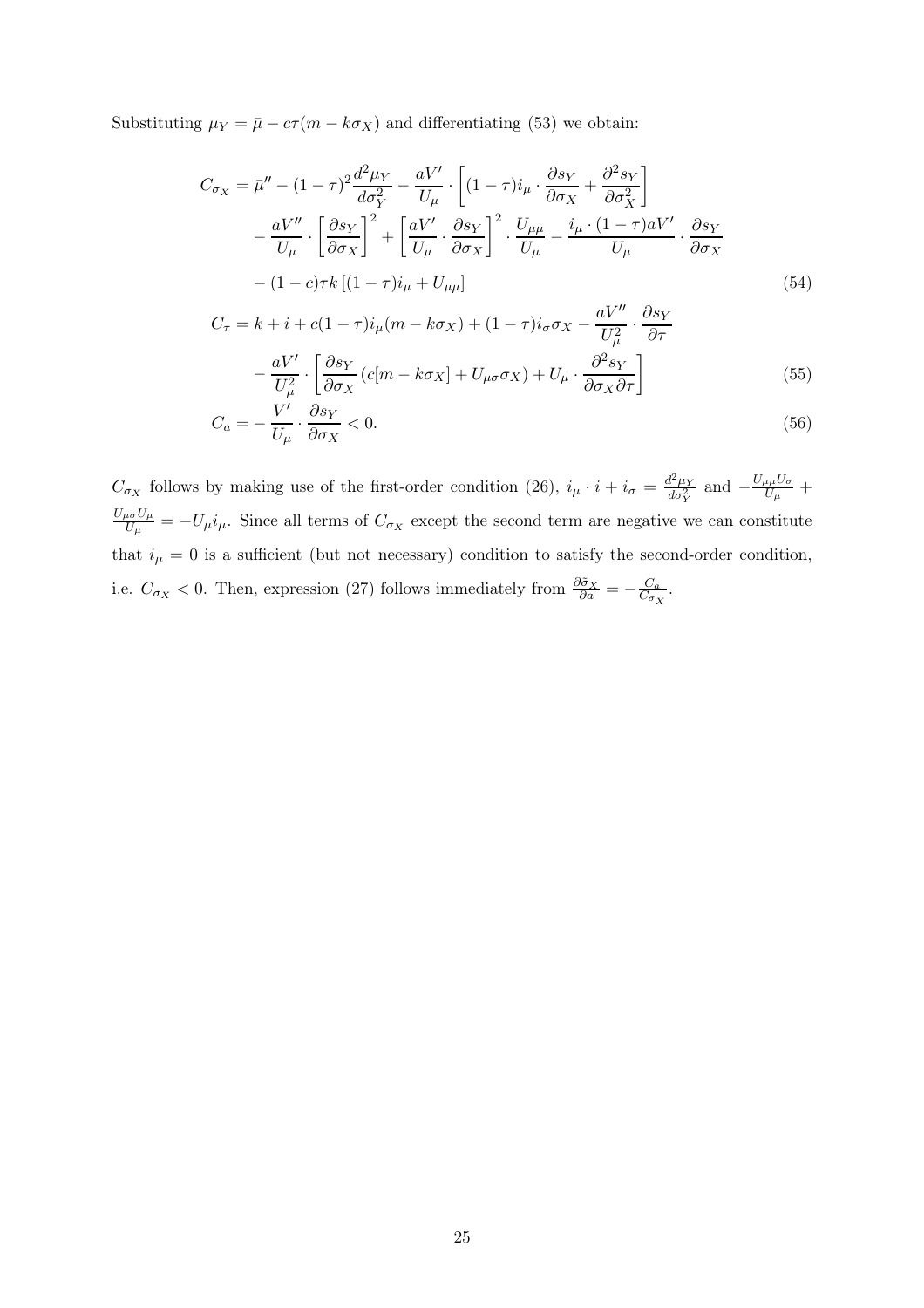Substituting $\mu_Y = \bar{\mu} - c\tau(m - k\sigma_X)$ and differentiating (53) we obtain:

$$
\begin{aligned}
C_{\sigma_X} &= \bar{\mu}'' - (1-\tau)^2 \frac{d^2\mu_Y}{d\sigma_Y^2} - \frac{aV'}{U_\mu} \cdot \left[ (1-\tau) i_\mu \cdot \frac{\partial s_Y}{\partial \sigma_X} + \frac{\partial^2 s_Y}{\partial \sigma_X^2} \right] \\
&\quad - \frac{aV''}{U_\mu} \cdot \left[ \frac{\partial s_Y}{\partial \sigma_X} \right]^2 + \left[ \frac{aV'}{U_\mu} \cdot \frac{\partial s_Y}{\partial \sigma_X} \right]^2 \cdot \frac{U_{\mu\mu}}{U_\mu} - \frac{i_\mu \cdot (1-\tau) aV'}{U_\mu} \cdot \frac{\partial s_Y}{\partial \sigma_X} \\
&\quad - (1-c)\tau k \left[ (1-\tau) i_\mu + U_{\mu\mu} \right] \qquad (54)
\end{aligned}
$$

$$
\begin{aligned}
C_\tau &= k + i + c(1-\tau) i_\mu (m - k\sigma_X) + (1-\tau) i_\sigma \sigma_X - \frac{aV''}{U_\mu^2} \cdot \frac{\partial s_Y}{\partial \tau} \\
&\quad - \frac{aV'}{U_\mu^2} \cdot \left[ \frac{\partial s_Y}{\partial \sigma_X} \left( c[m - k\sigma_X] + U_{\mu\sigma} \sigma_X \right) + U_\mu \cdot \frac{\partial^2 s_Y}{\partial \sigma_X \partial \tau} \right] \qquad (55)
\end{aligned}
$$

$$
C_a = -\frac{V'}{U_\mu} \cdot \frac{\partial s_Y}{\partial \sigma_X} < 0. \qquad (56)
$$

$C_{\sigma_X}$ follows by making use of the first-order condition (26), $i_\mu \cdot i + i_\sigma = \frac{d^2\mu_Y}{d\sigma_Y^2}$ and $-\frac{U_{\mu\mu} U_\sigma}{U_\mu} + \frac{U_{\mu\sigma} U_\mu}{U_\mu} = -U_\mu i_\mu$. Since all terms of $C_{\sigma_X}$ except the second term are negative we can constitute that $i_\mu = 0$ is a sufficient (but not necessary) condition to satisfy the second-order condition, i.e. $C_{\sigma_X} < 0$. Then, expression (27) follows immediately from $\frac{\partial \tilde{\sigma}_X}{\partial a} = -\frac{C_a}{C_{\sigma_X}}$.